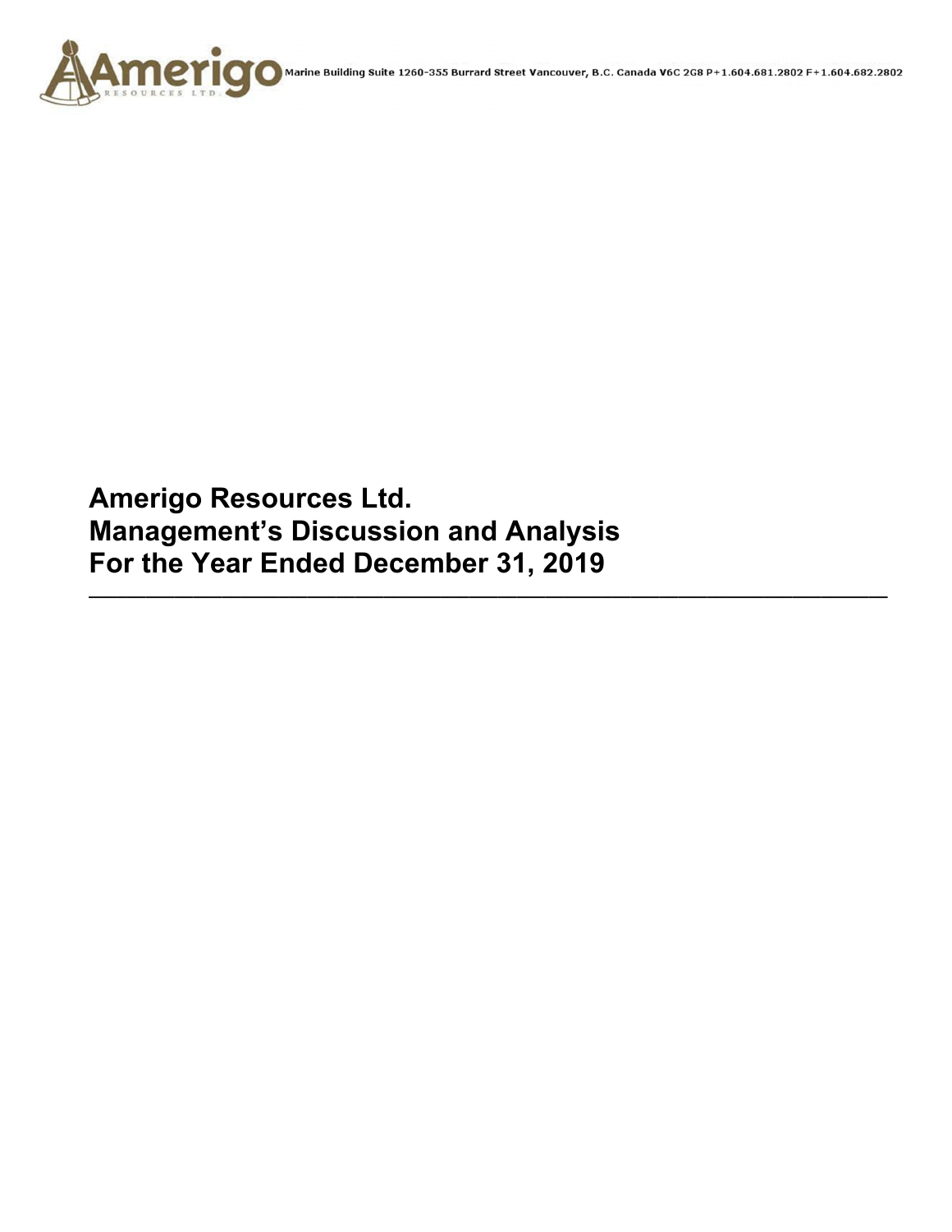Amerigo Resources Ltd.

Marine Building Suite 1260-355 Burrard Street Vancouver, B.C. Canada V6C 2G8 P+1.604.681.2802 F+1.604.682.2802

# Amerigo Resources Ltd.
# Management's Discussion and Analysis
# For the Year Ended December 31, 2019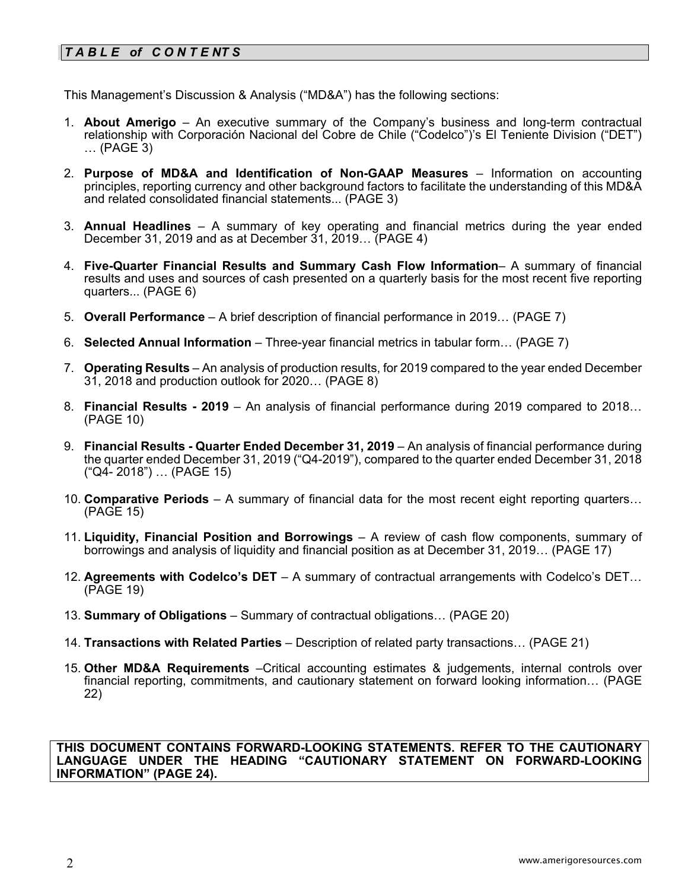## *TABLE of CONTENTS*

This Management's Discussion & Analysis ("MD&A") has the following sections:

1. **About Amerigo** – An executive summary of the Company's business and long-term contractual relationship with Corporación Nacional del Cobre de Chile ("Codelco")'s El Teniente Division ("DET") … (PAGE 3)

2. **Purpose of MD&A and Identification of Non-GAAP Measures** – Information on accounting principles, reporting currency and other background factors to facilitate the understanding of this MD&A and related consolidated financial statements... (PAGE 3)

3. **Annual Headlines** – A summary of key operating and financial metrics during the year ended December 31, 2019 and as at December 31, 2019… (PAGE 4)

4. **Five-Quarter Financial Results and Summary Cash Flow Information**– A summary of financial results and uses and sources of cash presented on a quarterly basis for the most recent five reporting quarters... (PAGE 6)

5. **Overall Performance** – A brief description of financial performance in 2019… (PAGE 7)

6. **Selected Annual Information** – Three-year financial metrics in tabular form… (PAGE 7)

7. **Operating Results** – An analysis of production results, for 2019 compared to the year ended December 31, 2018 and production outlook for 2020… (PAGE 8)

8. **Financial Results - 2019** – An analysis of financial performance during 2019 compared to 2018… (PAGE 10)

9. **Financial Results - Quarter Ended December 31, 2019** – An analysis of financial performance during the quarter ended December 31, 2019 ("Q4-2019"), compared to the quarter ended December 31, 2018 ("Q4- 2018") … (PAGE 15)

10. **Comparative Periods** – A summary of financial data for the most recent eight reporting quarters… (PAGE 15)

11. **Liquidity, Financial Position and Borrowings** – A review of cash flow components, summary of borrowings and analysis of liquidity and financial position as at December 31, 2019… (PAGE 17)

12. **Agreements with Codelco's DET** – A summary of contractual arrangements with Codelco's DET… (PAGE 19)

13. **Summary of Obligations** – Summary of contractual obligations… (PAGE 20)

14. **Transactions with Related Parties** – Description of related party transactions… (PAGE 21)

15. **Other MD&A Requirements** –Critical accounting estimates & judgements, internal controls over financial reporting, commitments, and cautionary statement on forward looking information… (PAGE 22)

**THIS DOCUMENT CONTAINS FORWARD-LOOKING STATEMENTS. REFER TO THE CAUTIONARY LANGUAGE UNDER THE HEADING "CAUTIONARY STATEMENT ON FORWARD-LOOKING INFORMATION" (PAGE 24).**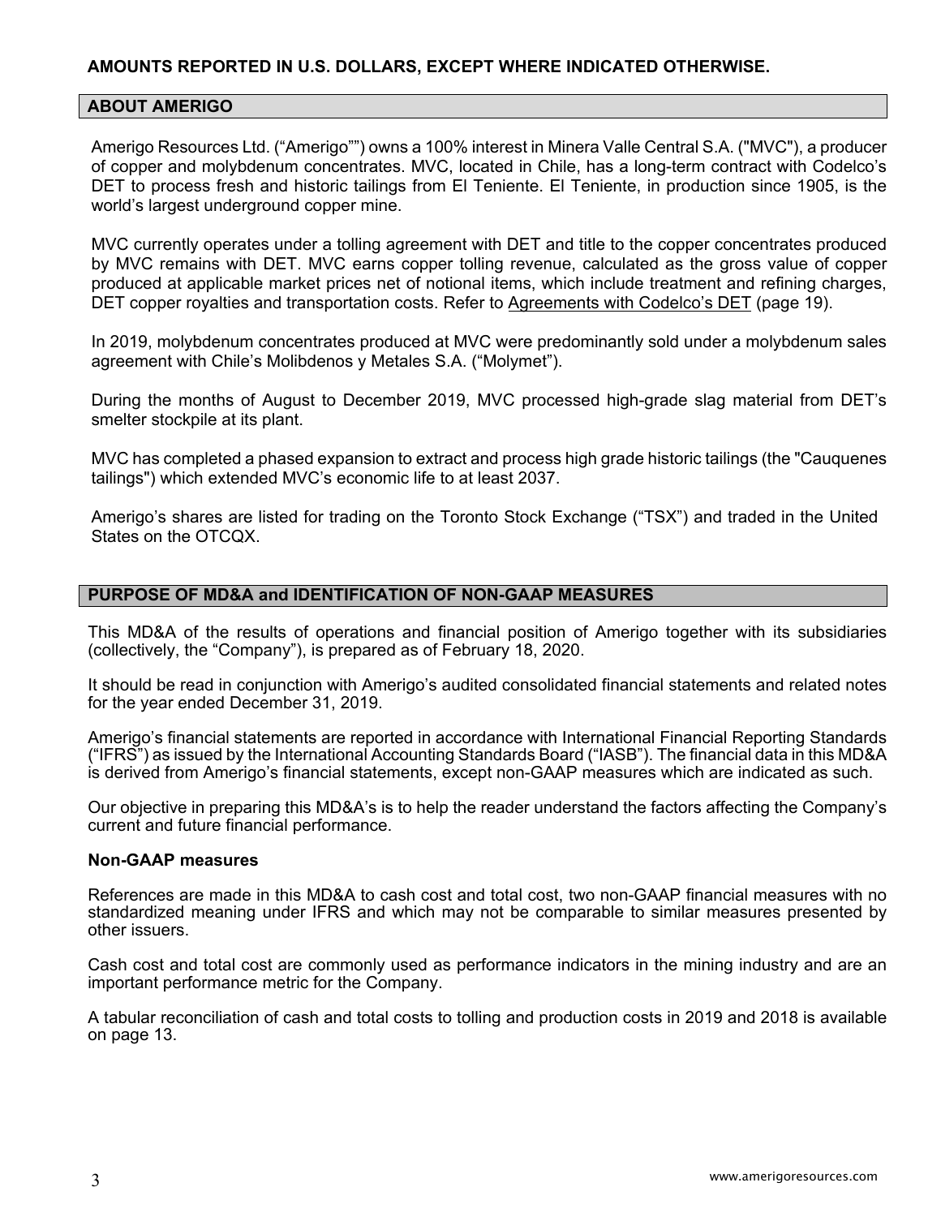**AMOUNTS REPORTED IN U.S. DOLLARS, EXCEPT WHERE INDICATED OTHERWISE.**

## ABOUT AMERIGO

Amerigo Resources Ltd. ("Amerigo"") owns a 100% interest in Minera Valle Central S.A. ("MVC"), a producer of copper and molybdenum concentrates. MVC, located in Chile, has a long-term contract with Codelco's DET to process fresh and historic tailings from El Teniente. El Teniente, in production since 1905, is the world's largest underground copper mine.

MVC currently operates under a tolling agreement with DET and title to the copper concentrates produced by MVC remains with DET. MVC earns copper tolling revenue, calculated as the gross value of copper produced at applicable market prices net of notional items, which include treatment and refining charges, DET copper royalties and transportation costs. Refer to Agreements with Codelco's DET (page 19).

In 2019, molybdenum concentrates produced at MVC were predominantly sold under a molybdenum sales agreement with Chile's Molibdenos y Metales S.A. ("Molymet").

During the months of August to December 2019, MVC processed high-grade slag material from DET's smelter stockpile at its plant.

MVC has completed a phased expansion to extract and process high grade historic tailings (the "Cauquenes tailings") which extended MVC's economic life to at least 2037.

Amerigo's shares are listed for trading on the Toronto Stock Exchange ("TSX") and traded in the United States on the OTCQX.

## PURPOSE OF MD&A and IDENTIFICATION OF NON-GAAP MEASURES

This MD&A of the results of operations and financial position of Amerigo together with its subsidiaries (collectively, the "Company"), is prepared as of February 18, 2020.

It should be read in conjunction with Amerigo's audited consolidated financial statements and related notes for the year ended December 31, 2019.

Amerigo's financial statements are reported in accordance with International Financial Reporting Standards ("IFRS") as issued by the International Accounting Standards Board ("IASB"). The financial data in this MD&A is derived from Amerigo's financial statements, except non-GAAP measures which are indicated as such.

Our objective in preparing this MD&A's is to help the reader understand the factors affecting the Company's current and future financial performance.

### Non-GAAP measures

References are made in this MD&A to cash cost and total cost, two non-GAAP financial measures with no standardized meaning under IFRS and which may not be comparable to similar measures presented by other issuers.

Cash cost and total cost are commonly used as performance indicators in the mining industry and are an important performance metric for the Company.

A tabular reconciliation of cash and total costs to tolling and production costs in 2019 and 2018 is available on page 13.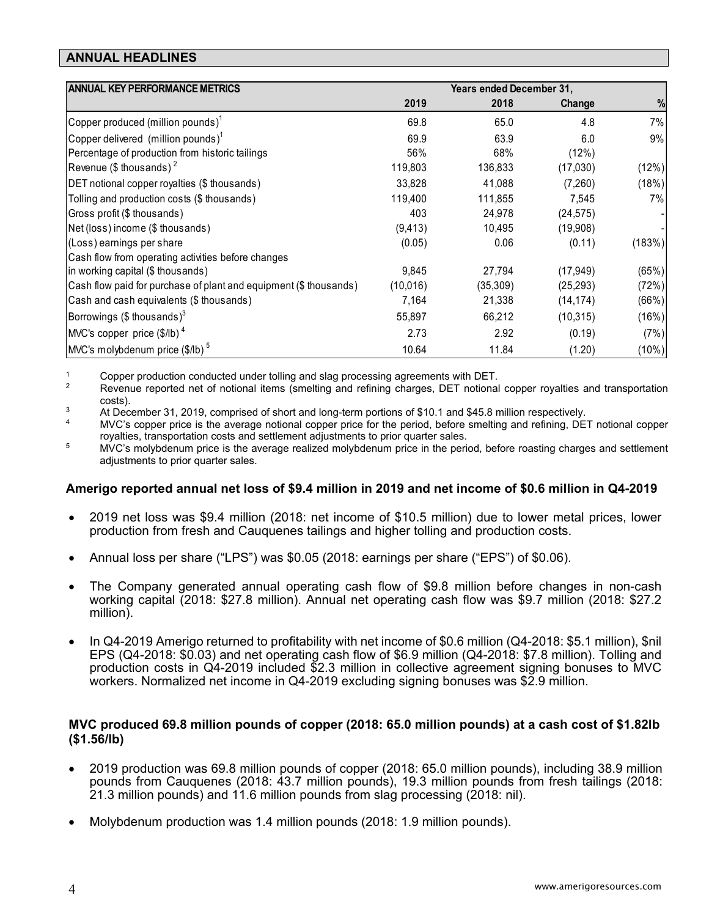## ANNUAL HEADLINES

| ANNUAL KEY PERFORMANCE METRICS | Years ended December 31, | | | |
|---|---|---|---|---|
| | 2019 | 2018 | Change | % |
| Copper produced (million pounds)[1] | 69.8 | 65.0 | 4.8 | 7% |
| Copper delivered (million pounds)[1] | 69.9 | 63.9 | 6.0 | 9% |
| Percentage of production from historic tailings | 56% | 68% | (12%) | |
| Revenue ($ thousands)[2] | 119,803 | 136,833 | (17,030) | (12%) |
| DET notional copper royalties ($ thousands) | 33,828 | 41,088 | (7,260) | (18%) |
| Tolling and production costs ($ thousands) | 119,400 | 111,855 | 7,545 | 7% |
| Gross profit ($ thousands) | 403 | 24,978 | (24,575) | - |
| Net (loss) income ($ thousands) | (9,413) | 10,495 | (19,908) | - |
| (Loss) earnings per share | (0.05) | 0.06 | (0.11) | (183%) |
| Cash flow from operating activities before changes in working capital ($ thousands) | 9,845 | 27,794 | (17,949) | (65%) |
| Cash flow paid for purchase of plant and equipment ($ thousands) | (10,016) | (35,309) | (25,293) | (72%) |
| Cash and cash equivalents ($ thousands) | 7,164 | 21,338 | (14,174) | (66%) |
| Borrowings ($ thousands)[3] | 55,897 | 66,212 | (10,315) | (16%) |
| MVC's copper price ($/lb)[4] | 2.73 | 2.92 | (0.19) | (7%) |
| MVC's molybdenum price ($/lb)[5] | 10.64 | 11.84 | (1.20) | (10%) |

1. Copper production conducted under tolling and slag processing agreements with DET.
2. Revenue reported net of notional items (smelting and refining charges, DET notional copper royalties and transportation costs).
3. At December 31, 2019, comprised of short and long-term portions of $10.1 and $45.8 million respectively.
4. MVC's copper price is the average notional copper price for the period, before smelting and refining, DET notional copper royalties, transportation costs and settlement adjustments to prior quarter sales.
5. MVC's molybdenum price is the average realized molybdenum price in the period, before roasting charges and settlement adjustments to prior quarter sales.

### Amerigo reported annual net loss of $9.4 million in 2019 and net income of $0.6 million in Q4-2019

- 2019 net loss was $9.4 million (2018: net income of $10.5 million) due to lower metal prices, lower production from fresh and Cauquenes tailings and higher tolling and production costs.
- Annual loss per share ("LPS") was $0.05 (2018: earnings per share ("EPS") of $0.06).
- The Company generated annual operating cash flow of $9.8 million before changes in non-cash working capital (2018: $27.8 million). Annual net operating cash flow was $9.7 million (2018: $27.2 million).
- In Q4-2019 Amerigo returned to profitability with net income of $0.6 million (Q4-2018: $5.1 million), $nil EPS (Q4-2018: $0.03) and net operating cash flow of $6.9 million (Q4-2018: $7.8 million). Tolling and production costs in Q4-2019 included $2.3 million in collective agreement signing bonuses to MVC workers. Normalized net income in Q4-2019 excluding signing bonuses was $2.9 million.

### MVC produced 69.8 million pounds of copper (2018: 65.0 million pounds) at a cash cost of $1.82lb ($1.56/lb)

- 2019 production was 69.8 million pounds of copper (2018: 65.0 million pounds), including 38.9 million pounds from Cauquenes (2018: 43.7 million pounds), 19.3 million pounds from fresh tailings (2018: 21.3 million pounds) and 11.6 million pounds from slag processing (2018: nil).
- Molybdenum production was 1.4 million pounds (2018: 1.9 million pounds).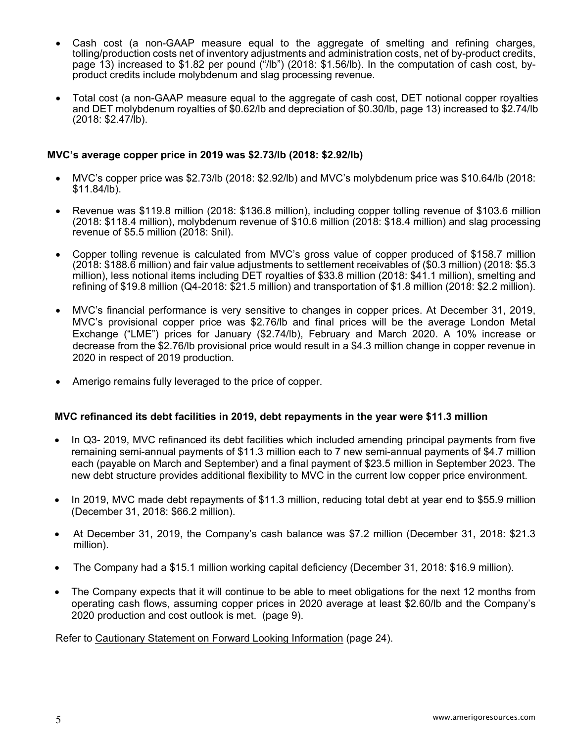- Cash cost (a non-GAAP measure equal to the aggregate of smelting and refining charges, tolling/production costs net of inventory adjustments and administration costs, net of by-product credits, page 13) increased to $1.82 per pound ("/lb") (2018: $1.56/lb). In the computation of cash cost, by-product credits include molybdenum and slag processing revenue.

- Total cost (a non-GAAP measure equal to the aggregate of cash cost, DET notional copper royalties and DET molybdenum royalties of $0.62/lb and depreciation of $0.30/lb, page 13) increased to $2.74/lb (2018: $2.47/lb).

**MVC's average copper price in 2019 was $2.73/lb (2018: $2.92/lb)**

- MVC's copper price was $2.73/lb (2018: $2.92/lb) and MVC's molybdenum price was $10.64/lb (2018: $11.84/lb).

- Revenue was $119.8 million (2018: $136.8 million), including copper tolling revenue of $103.6 million (2018: $118.4 million), molybdenum revenue of $10.6 million (2018: $18.4 million) and slag processing revenue of $5.5 million (2018: $nil).

- Copper tolling revenue is calculated from MVC's gross value of copper produced of $158.7 million (2018: $188.6 million) and fair value adjustments to settlement receivables of ($0.3 million) (2018: $5.3 million), less notional items including DET royalties of $33.8 million (2018: $41.1 million), smelting and refining of $19.8 million (Q4-2018: $21.5 million) and transportation of $1.8 million (2018: $2.2 million).

- MVC's financial performance is very sensitive to changes in copper prices. At December 31, 2019, MVC's provisional copper price was $2.76/lb and final prices will be the average London Metal Exchange ("LME") prices for January ($2.74/lb), February and March 2020. A 10% increase or decrease from the $2.76/lb provisional price would result in a $4.3 million change in copper revenue in 2020 in respect of 2019 production.

- Amerigo remains fully leveraged to the price of copper.

**MVC refinanced its debt facilities in 2019, debt repayments in the year were $11.3 million**

- In Q3- 2019, MVC refinanced its debt facilities which included amending principal payments from five remaining semi-annual payments of $11.3 million each to 7 new semi-annual payments of $4.7 million each (payable on March and September) and a final payment of $23.5 million in September 2023. The new debt structure provides additional flexibility to MVC in the current low copper price environment.

- In 2019, MVC made debt repayments of $11.3 million, reducing total debt at year end to $55.9 million (December 31, 2018: $66.2 million).

- At December 31, 2019, the Company's cash balance was $7.2 million (December 31, 2018: $21.3 million).

- The Company had a $15.1 million working capital deficiency (December 31, 2018: $16.9 million).

- The Company expects that it will continue to be able to meet obligations for the next 12 months from operating cash flows, assuming copper prices in 2020 average at least $2.60/lb and the Company's 2020 production and cost outlook is met. (page 9).

Refer to Cautionary Statement on Forward Looking Information (page 24).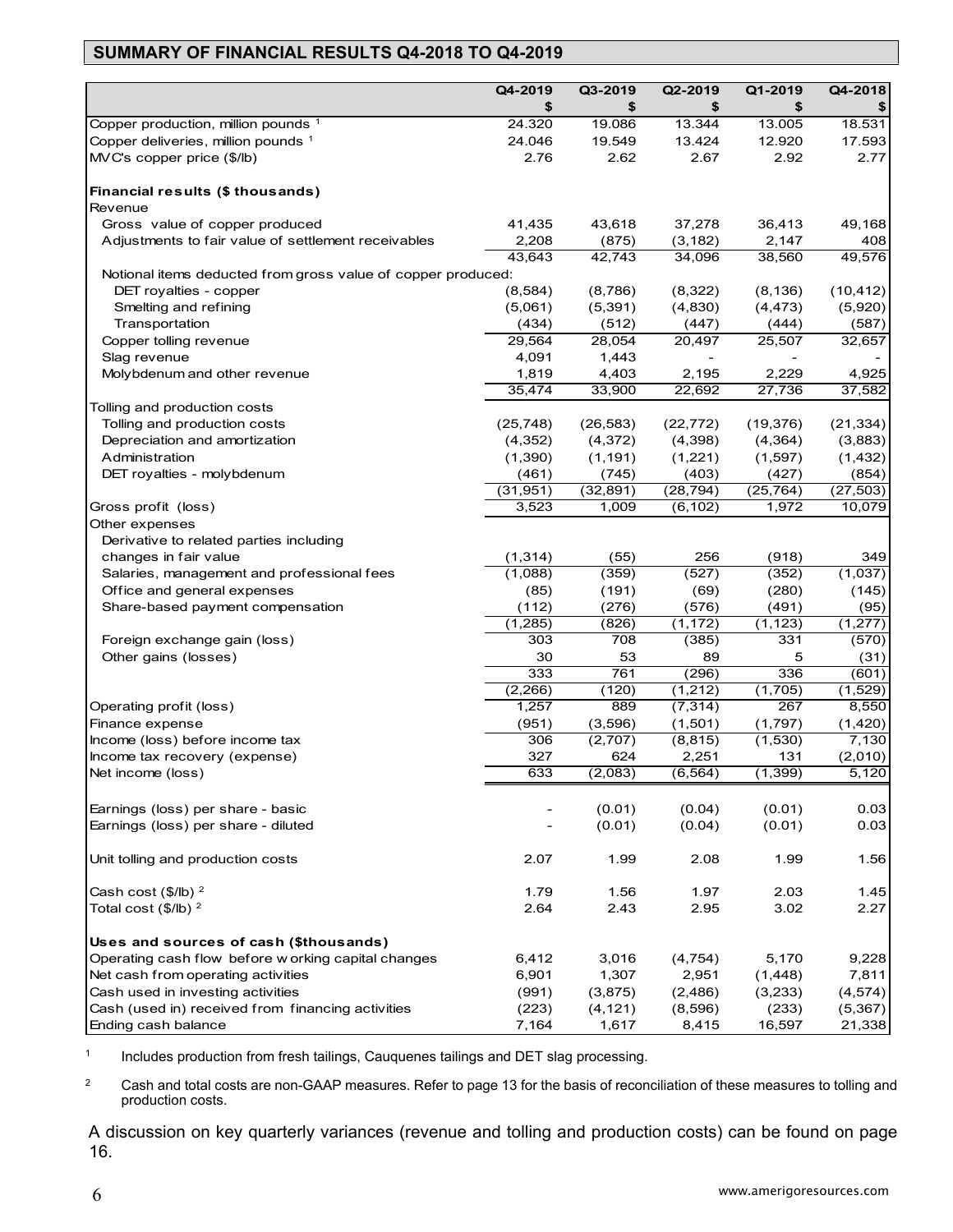## SUMMARY OF FINANCIAL RESULTS Q4-2018 TO Q4-2019

| | Q4-2019 $ | Q3-2019 $ | Q2-2019 $ | Q1-2019 $ | Q4-2018 $ |
|---|---|---|---|---|---|
| Copper production, million pounds [1] | 24.320 | 19.086 | 13.344 | 13.005 | 18.531 |
| Copper deliveries, million pounds [1] | 24.046 | 19.549 | 13.424 | 12.920 | 17.593 |
| MVC's copper price ($/lb) | 2.76 | 2.62 | 2.67 | 2.92 | 2.77 |
| | | | | | |
| **Financial results ($ thousands)** | | | | | |
| Revenue | | | | | |
| Gross value of copper produced | 41,435 | 43,618 | 37,278 | 36,413 | 49,168 |
| Adjustments to fair value of settlement receivables | 2,208 | (875) | (3,182) | 2,147 | 408 |
| | 43,643 | 42,743 | 34,096 | 38,560 | 49,576 |
| Notional items deducted from gross value of copper produced: | | | | | |
| DET royalties - copper | (8,584) | (8,786) | (8,322) | (8,136) | (10,412) |
| Smelting and refining | (5,061) | (5,391) | (4,830) | (4,473) | (5,920) |
| Transportation | (434) | (512) | (447) | (444) | (587) |
| Copper tolling revenue | 29,564 | 28,054 | 20,497 | 25,507 | 32,657 |
| Slag revenue | 4,091 | 1,443 | - | - | - |
| Molybdenum and other revenue | 1,819 | 4,403 | 2,195 | 2,229 | 4,925 |
| | 35,474 | 33,900 | 22,692 | 27,736 | 37,582 |
| Tolling and production costs | | | | | |
| Tolling and production costs | (25,748) | (26,583) | (22,772) | (19,376) | (21,334) |
| Depreciation and amortization | (4,352) | (4,372) | (4,398) | (4,364) | (3,883) |
| Administration | (1,390) | (1,191) | (1,221) | (1,597) | (1,432) |
| DET royalties - molybdenum | (461) | (745) | (403) | (427) | (854) |
| | (31,951) | (32,891) | (28,794) | (25,764) | (27,503) |
| Gross profit (loss) | 3,523 | 1,009 | (6,102) | 1,972 | 10,079 |
| Other expenses | | | | | |
| Derivative to related parties including changes in fair value | (1,314) | (55) | 256 | (918) | 349 |
| Salaries, management and professional fees | (1,088) | (359) | (527) | (352) | (1,037) |
| Office and general expenses | (85) | (191) | (69) | (280) | (145) |
| Share-based payment compensation | (112) | (276) | (576) | (491) | (95) |
| | (1,285) | (826) | (1,172) | (1,123) | (1,277) |
| Foreign exchange gain (loss) | 303 | 708 | (385) | 331 | (570) |
| Other gains (losses) | 30 | 53 | 89 | 5 | (31) |
| | 333 | 761 | (296) | 336 | (601) |
| | (2,266) | (120) | (1,212) | (1,705) | (1,529) |
| Operating profit (loss) | 1,257 | 889 | (7,314) | 267 | 8,550 |
| Finance expense | (951) | (3,596) | (1,501) | (1,797) | (1,420) |
| Income (loss) before income tax | 306 | (2,707) | (8,815) | (1,530) | 7,130 |
| Income tax recovery (expense) | 327 | 624 | 2,251 | 131 | (2,010) |
| Net income (loss) | 633 | (2,083) | (6,564) | (1,399) | 5,120 |
| | | | | | |
| Earnings (loss) per share - basic | - | (0.01) | (0.04) | (0.01) | 0.03 |
| Earnings (loss) per share - diluted | - | (0.01) | (0.04) | (0.01) | 0.03 |
| | | | | | |
| Unit tolling and production costs | 2.07 | 1.99 | 2.08 | 1.99 | 1.56 |
| | | | | | |
| Cash cost ($/lb) [2] | 1.79 | 1.56 | 1.97 | 2.03 | 1.45 |
| Total cost ($/lb) [2] | 2.64 | 2.43 | 2.95 | 3.02 | 2.27 |
| | | | | | |
| **Uses and sources of cash ($thousands)** | | | | | |
| Operating cash flow before working capital changes | 6,412 | 3,016 | (4,754) | 5,170 | 9,228 |
| Net cash from operating activities | 6,901 | 1,307 | 2,951 | (1,448) | 7,811 |
| Cash used in investing activities | (991) | (3,875) | (2,486) | (3,233) | (4,574) |
| Cash (used in) received from financing activities | (223) | (4,121) | (8,596) | (233) | (5,367) |
| Ending cash balance | 7,164 | 1,617 | 8,415 | 16,597 | 21,338 |

[1] Includes production from fresh tailings, Cauquenes tailings and DET slag processing.

[2] Cash and total costs are non-GAAP measures. Refer to page 13 for the basis of reconciliation of these measures to tolling and production costs.

A discussion on key quarterly variances (revenue and tolling and production costs) can be found on page 16.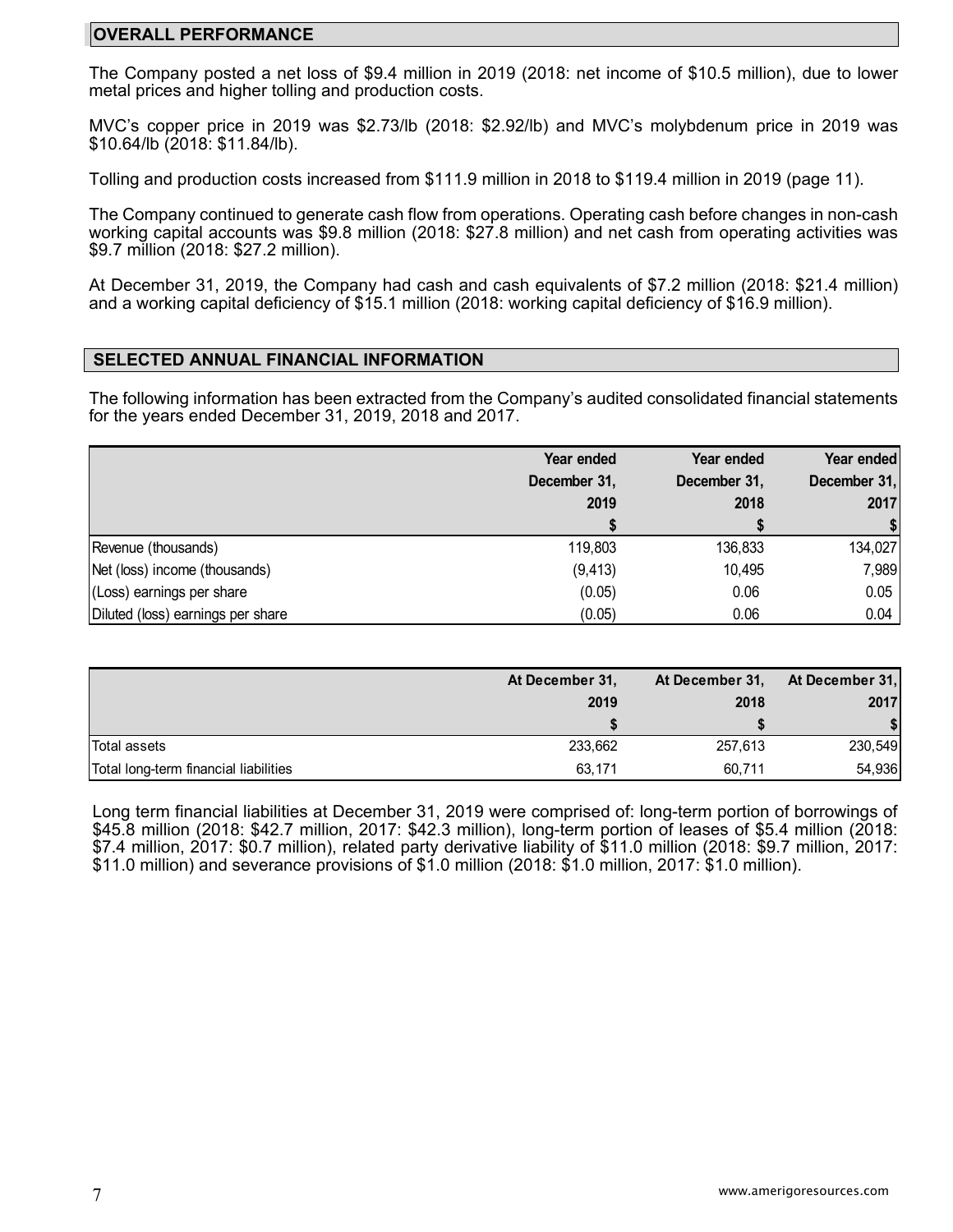## OVERALL PERFORMANCE

The Company posted a net loss of $9.4 million in 2019 (2018: net income of $10.5 million), due to lower metal prices and higher tolling and production costs.

MVC's copper price in 2019 was $2.73/lb (2018: $2.92/lb) and MVC's molybdenum price in 2019 was $10.64/lb (2018: $11.84/lb).

Tolling and production costs increased from $111.9 million in 2018 to $119.4 million in 2019 (page 11).

The Company continued to generate cash flow from operations. Operating cash before changes in non-cash working capital accounts was $9.8 million (2018: $27.8 million) and net cash from operating activities was $9.7 million (2018: $27.2 million).

At December 31, 2019, the Company had cash and cash equivalents of $7.2 million (2018: $21.4 million) and a working capital deficiency of $15.1 million (2018: working capital deficiency of $16.9 million).

## SELECTED ANNUAL FINANCIAL INFORMATION

The following information has been extracted from the Company's audited consolidated financial statements for the years ended December 31, 2019, 2018 and 2017.

| | Year ended December 31, 2019 | Year ended December 31, 2018 | Year ended December 31, 2017 |
|---|---|---|---|
| | $ | $ | $ |
| Revenue (thousands) | 119,803 | 136,833 | 134,027 |
| Net (loss) income (thousands) | (9,413) | 10,495 | 7,989 |
| (Loss) earnings per share | (0.05) | 0.06 | 0.05 |
| Diluted (loss) earnings per share | (0.05) | 0.06 | 0.04 |

| | At December 31, 2019 | At December 31, 2018 | At December 31, 2017 |
|---|---|---|---|
| | $ | $ | $ |
| Total assets | 233,662 | 257,613 | 230,549 |
| Total long-term financial liabilities | 63,171 | 60,711 | 54,936 |

Long term financial liabilities at December 31, 2019 were comprised of: long-term portion of borrowings of $45.8 million (2018: $42.7 million, 2017: $42.3 million), long-term portion of leases of $5.4 million (2018: $7.4 million, 2017: $0.7 million), related party derivative liability of $11.0 million (2018: $9.7 million, 2017: $11.0 million) and severance provisions of $1.0 million (2018: $1.0 million, 2017: $1.0 million).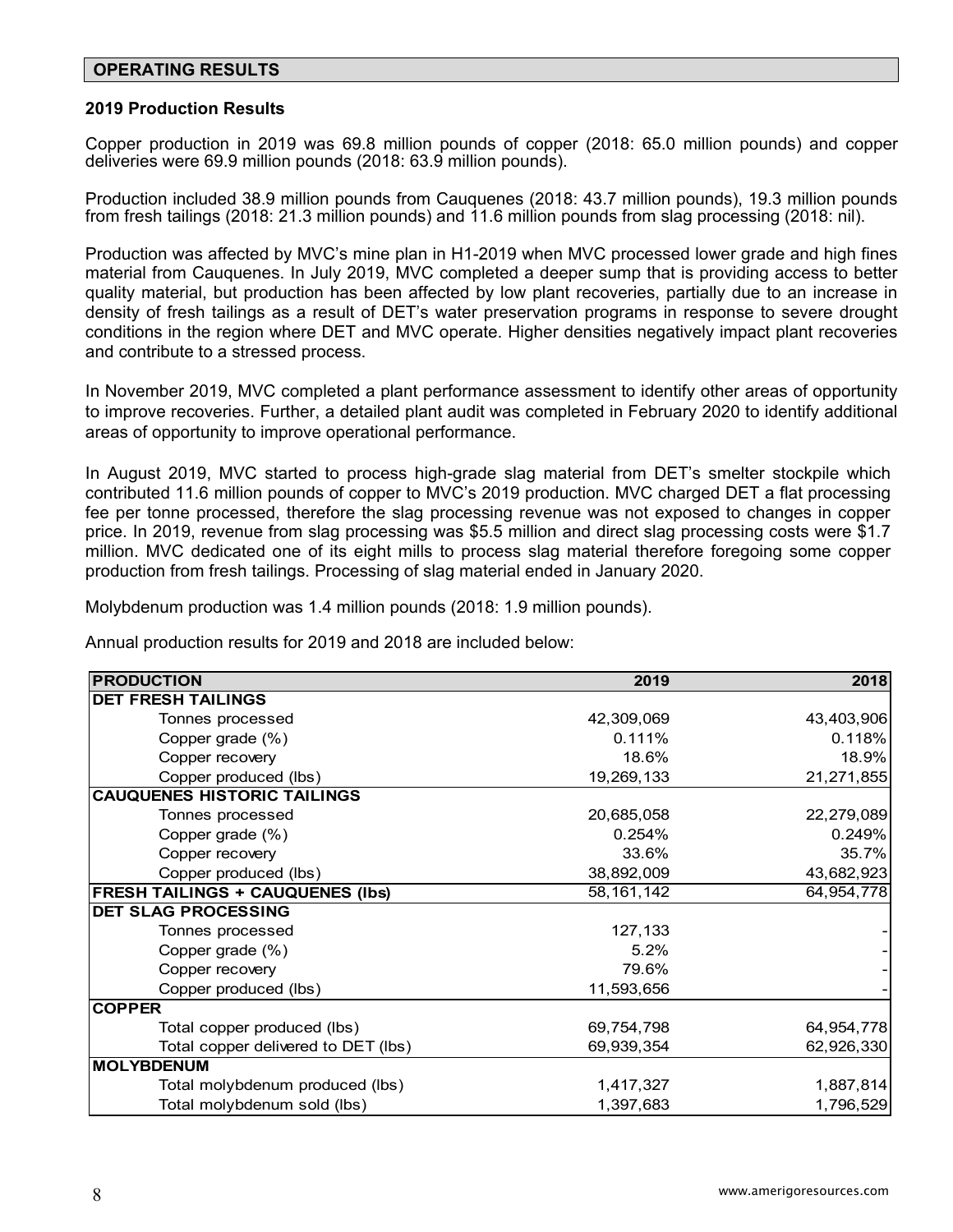## OPERATING RESULTS

### 2019 Production Results

Copper production in 2019 was 69.8 million pounds of copper (2018: 65.0 million pounds) and copper deliveries were 69.9 million pounds (2018: 63.9 million pounds).

Production included 38.9 million pounds from Cauquenes (2018: 43.7 million pounds), 19.3 million pounds from fresh tailings (2018: 21.3 million pounds) and 11.6 million pounds from slag processing (2018: nil).

Production was affected by MVC's mine plan in H1-2019 when MVC processed lower grade and high fines material from Cauquenes. In July 2019, MVC completed a deeper sump that is providing access to better quality material, but production has been affected by low plant recoveries, partially due to an increase in density of fresh tailings as a result of DET's water preservation programs in response to severe drought conditions in the region where DET and MVC operate. Higher densities negatively impact plant recoveries and contribute to a stressed process.

In November 2019, MVC completed a plant performance assessment to identify other areas of opportunity to improve recoveries. Further, a detailed plant audit was completed in February 2020 to identify additional areas of opportunity to improve operational performance.

In August 2019, MVC started to process high-grade slag material from DET's smelter stockpile which contributed 11.6 million pounds of copper to MVC's 2019 production. MVC charged DET a flat processing fee per tonne processed, therefore the slag processing revenue was not exposed to changes in copper price. In 2019, revenue from slag processing was $5.5 million and direct slag processing costs were $1.7 million. MVC dedicated one of its eight mills to process slag material therefore foregoing some copper production from fresh tailings. Processing of slag material ended in January 2020.

Molybdenum production was 1.4 million pounds (2018: 1.9 million pounds).

Annual production results for 2019 and 2018 are included below:

| PRODUCTION | 2019 | 2018 |
|---|---|---|
| **DET FRESH TAILINGS** | | |
| Tonnes processed | 42,309,069 | 43,403,906 |
| Copper grade (%) | 0.111% | 0.118% |
| Copper recovery | 18.6% | 18.9% |
| Copper produced (lbs) | 19,269,133 | 21,271,855 |
| **CAUQUENES HISTORIC TAILINGS** | | |
| Tonnes processed | 20,685,058 | 22,279,089 |
| Copper grade (%) | 0.254% | 0.249% |
| Copper recovery | 33.6% | 35.7% |
| Copper produced (lbs) | 38,892,009 | 43,682,923 |
| **FRESH TAILINGS + CAUQUENES (lbs)** | 58,161,142 | 64,954,778 |
| **DET SLAG PROCESSING** | | |
| Tonnes processed | 127,133 | - |
| Copper grade (%) | 5.2% | - |
| Copper recovery | 79.6% | - |
| Copper produced (lbs) | 11,593,656 | - |
| **COPPER** | | |
| Total copper produced (lbs) | 69,754,798 | 64,954,778 |
| Total copper delivered to DET (lbs) | 69,939,354 | 62,926,330 |
| **MOLYBDENUM** | | |
| Total molybdenum produced (lbs) | 1,417,327 | 1,887,814 |
| Total molybdenum sold (lbs) | 1,397,683 | 1,796,529 |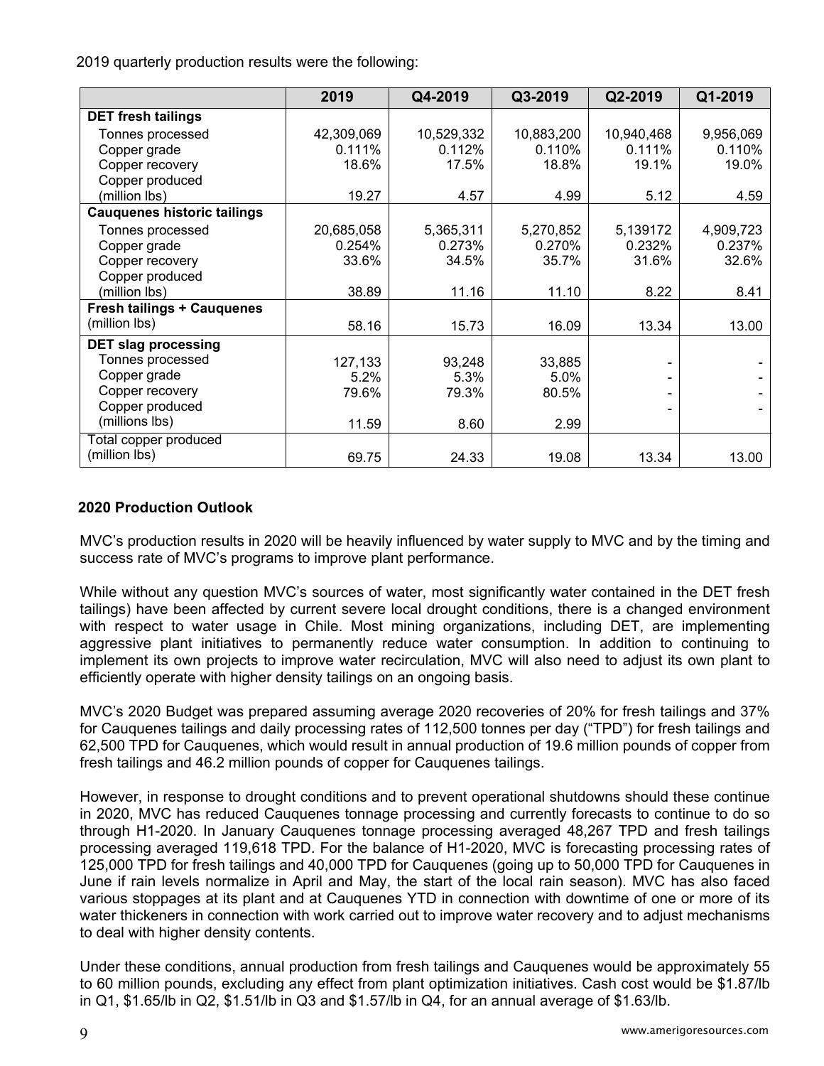2019 quarterly production results were the following:

| | 2019 | Q4-2019 | Q3-2019 | Q2-2019 | Q1-2019 |
|---|---|---|---|---|---|
| **DET fresh tailings** | | | | | |
| Tonnes processed | 42,309,069 | 10,529,332 | 10,883,200 | 10,940,468 | 9,956,069 |
| Copper grade | 0.111% | 0.112% | 0.110% | 0.111% | 0.110% |
| Copper recovery | 18.6% | 17.5% | 18.8% | 19.1% | 19.0% |
| Copper produced (million lbs) | 19.27 | 4.57 | 4.99 | 5.12 | 4.59 |
| **Cauquenes historic tailings** | | | | | |
| Tonnes processed | 20,685,058 | 5,365,311 | 5,270,852 | 5,139172 | 4,909,723 |
| Copper grade | 0.254% | 0.273% | 0.270% | 0.232% | 0.237% |
| Copper recovery | 33.6% | 34.5% | 35.7% | 31.6% | 32.6% |
| Copper produced (million lbs) | 38.89 | 11.16 | 11.10 | 8.22 | 8.41 |
| **Fresh tailings + Cauquenes** (million lbs) | 58.16 | 15.73 | 16.09 | 13.34 | 13.00 |
| **DET slag processing** | | | | | |
| Tonnes processed | 127,133 | 93,248 | 33,885 | - | - |
| Copper grade | 5.2% | 5.3% | 5.0% | - | - |
| Copper recovery | 79.6% | 79.3% | 80.5% | - | - |
| Copper produced (millions lbs) | 11.59 | 8.60 | 2.99 | - | - |
| Total copper produced (million lbs) | 69.75 | 24.33 | 19.08 | 13.34 | 13.00 |

## 2020 Production Outlook

MVC's production results in 2020 will be heavily influenced by water supply to MVC and by the timing and success rate of MVC's programs to improve plant performance.

While without any question MVC's sources of water, most significantly water contained in the DET fresh tailings) have been affected by current severe local drought conditions, there is a changed environment with respect to water usage in Chile. Most mining organizations, including DET, are implementing aggressive plant initiatives to permanently reduce water consumption. In addition to continuing to implement its own projects to improve water recirculation, MVC will also need to adjust its own plant to efficiently operate with higher density tailings on an ongoing basis.

MVC's 2020 Budget was prepared assuming average 2020 recoveries of 20% for fresh tailings and 37% for Cauquenes tailings and daily processing rates of 112,500 tonnes per day ("TPD") for fresh tailings and 62,500 TPD for Cauquenes, which would result in annual production of 19.6 million pounds of copper from fresh tailings and 46.2 million pounds of copper for Cauquenes tailings.

However, in response to drought conditions and to prevent operational shutdowns should these continue in 2020, MVC has reduced Cauquenes tonnage processing and currently forecasts to continue to do so through H1-2020. In January Cauquenes tonnage processing averaged 48,267 TPD and fresh tailings processing averaged 119,618 TPD. For the balance of H1-2020, MVC is forecasting processing rates of 125,000 TPD for fresh tailings and 40,000 TPD for Cauquenes (going up to 50,000 TPD for Cauquenes in June if rain levels normalize in April and May, the start of the local rain season). MVC has also faced various stoppages at its plant and at Cauquenes YTD in connection with downtime of one or more of its water thickeners in connection with work carried out to improve water recovery and to adjust mechanisms to deal with higher density contents.

Under these conditions, annual production from fresh tailings and Cauquenes would be approximately 55 to 60 million pounds, excluding any effect from plant optimization initiatives. Cash cost would be $1.87/lb in Q1, $1.65/lb in Q2, $1.51/lb in Q3 and $1.57/lb in Q4, for an annual average of $1.63/lb.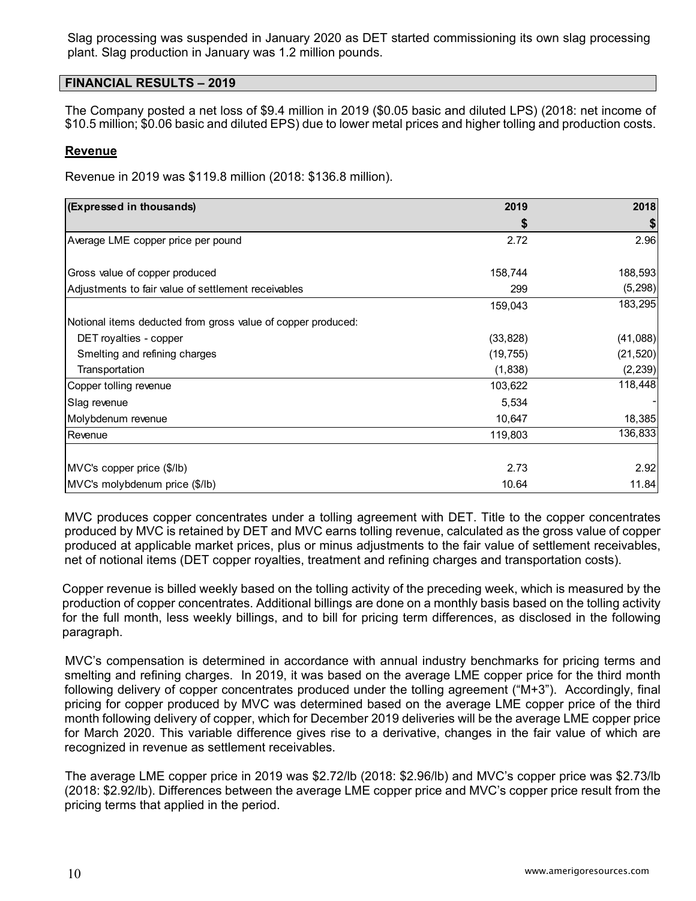Slag processing was suspended in January 2020 as DET started commissioning its own slag processing plant. Slag production in January was 1.2 million pounds.

## FINANCIAL RESULTS – 2019

The Company posted a net loss of $9.4 million in 2019 ($0.05 basic and diluted LPS) (2018: net income of $10.5 million; $0.06 basic and diluted EPS) due to lower metal prices and higher tolling and production costs.

### Revenue

Revenue in 2019 was $119.8 million (2018: $136.8 million).

| (Expressed in thousands) | 2019 | 2018 |
|---|---|---|
| | $ | $ |
| Average LME copper price per pound | 2.72 | 2.96 |
| | | |
| Gross value of copper produced | 158,744 | 188,593 |
| Adjustments to fair value of settlement receivables | 299 | (5,298) |
| | 159,043 | 183,295 |
| Notional items deducted from gross value of copper produced: | | |
| DET royalties - copper | (33,828) | (41,088) |
| Smelting and refining charges | (19,755) | (21,520) |
| Transportation | (1,838) | (2,239) |
| Copper tolling revenue | 103,622 | 118,448 |
| Slag revenue | 5,534 | - |
| Molybdenum revenue | 10,647 | 18,385 |
| Revenue | 119,803 | 136,833 |
| | | |
| MVC's copper price ($/lb) | 2.73 | 2.92 |
| MVC's molybdenum price ($/lb) | 10.64 | 11.84 |

MVC produces copper concentrates under a tolling agreement with DET. Title to the copper concentrates produced by MVC is retained by DET and MVC earns tolling revenue, calculated as the gross value of copper produced at applicable market prices, plus or minus adjustments to the fair value of settlement receivables, net of notional items (DET copper royalties, treatment and refining charges and transportation costs).

Copper revenue is billed weekly based on the tolling activity of the preceding week, which is measured by the production of copper concentrates. Additional billings are done on a monthly basis based on the tolling activity for the full month, less weekly billings, and to bill for pricing term differences, as disclosed in the following paragraph.

MVC's compensation is determined in accordance with annual industry benchmarks for pricing terms and smelting and refining charges. In 2019, it was based on the average LME copper price for the third month following delivery of copper concentrates produced under the tolling agreement ("M+3"). Accordingly, final pricing for copper produced by MVC was determined based on the average LME copper price of the third month following delivery of copper, which for December 2019 deliveries will be the average LME copper price for March 2020. This variable difference gives rise to a derivative, changes in the fair value of which are recognized in revenue as settlement receivables.

The average LME copper price in 2019 was $2.72/lb (2018: $2.96/lb) and MVC's copper price was $2.73/lb (2018: $2.92/lb). Differences between the average LME copper price and MVC's copper price result from the pricing terms that applied in the period.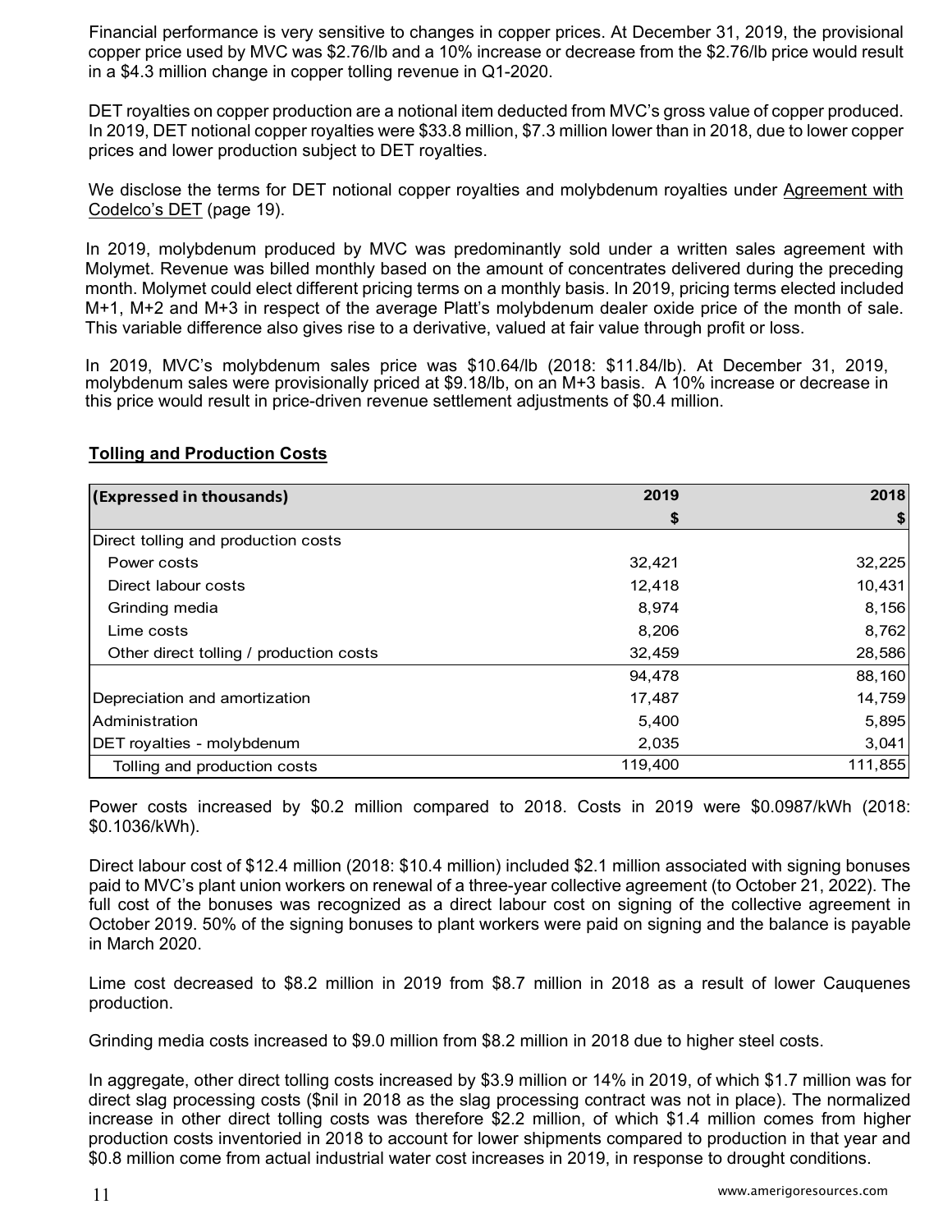Financial performance is very sensitive to changes in copper prices. At December 31, 2019, the provisional copper price used by MVC was $2.76/lb and a 10% increase or decrease from the $2.76/lb price would result in a $4.3 million change in copper tolling revenue in Q1-2020.

DET royalties on copper production are a notional item deducted from MVC's gross value of copper produced. In 2019, DET notional copper royalties were $33.8 million, $7.3 million lower than in 2018, due to lower copper prices and lower production subject to DET royalties.

We disclose the terms for DET notional copper royalties and molybdenum royalties under Agreement with Codelco's DET (page 19).

In 2019, molybdenum produced by MVC was predominantly sold under a written sales agreement with Molymet. Revenue was billed monthly based on the amount of concentrates delivered during the preceding month. Molymet could elect different pricing terms on a monthly basis. In 2019, pricing terms elected included M+1, M+2 and M+3 in respect of the average Platt's molybdenum dealer oxide price of the month of sale. This variable difference also gives rise to a derivative, valued at fair value through profit or loss.

In 2019, MVC's molybdenum sales price was $10.64/lb (2018: $11.84/lb). At December 31, 2019, molybdenum sales were provisionally priced at $9.18/lb, on an M+3 basis. A 10% increase or decrease in this price would result in price-driven revenue settlement adjustments of $0.4 million.

## Tolling and Production Costs

| (Expressed in thousands) | 2019 | 2018 |
|---|---|---|
| | $ | $ |
| Direct tolling and production costs | | |
| Power costs | 32,421 | 32,225 |
| Direct labour costs | 12,418 | 10,431 |
| Grinding media | 8,974 | 8,156 |
| Lime costs | 8,206 | 8,762 |
| Other direct tolling / production costs | 32,459 | 28,586 |
| | 94,478 | 88,160 |
| Depreciation and amortization | 17,487 | 14,759 |
| Administration | 5,400 | 5,895 |
| DET royalties - molybdenum | 2,035 | 3,041 |
| Tolling and production costs | 119,400 | 111,855 |

Power costs increased by $0.2 million compared to 2018. Costs in 2019 were $0.0987/kWh (2018: $0.1036/kWh).

Direct labour cost of $12.4 million (2018: $10.4 million) included $2.1 million associated with signing bonuses paid to MVC's plant union workers on renewal of a three-year collective agreement (to October 21, 2022). The full cost of the bonuses was recognized as a direct labour cost on signing of the collective agreement in October 2019. 50% of the signing bonuses to plant workers were paid on signing and the balance is payable in March 2020.

Lime cost decreased to $8.2 million in 2019 from $8.7 million in 2018 as a result of lower Cauquenes production.

Grinding media costs increased to $9.0 million from $8.2 million in 2018 due to higher steel costs.

In aggregate, other direct tolling costs increased by $3.9 million or 14% in 2019, of which $1.7 million was for direct slag processing costs ($nil in 2018 as the slag processing contract was not in place). The normalized increase in other direct tolling costs was therefore $2.2 million, of which $1.4 million comes from higher production costs inventoried in 2018 to account for lower shipments compared to production in that year and $0.8 million come from actual industrial water cost increases in 2019, in response to drought conditions.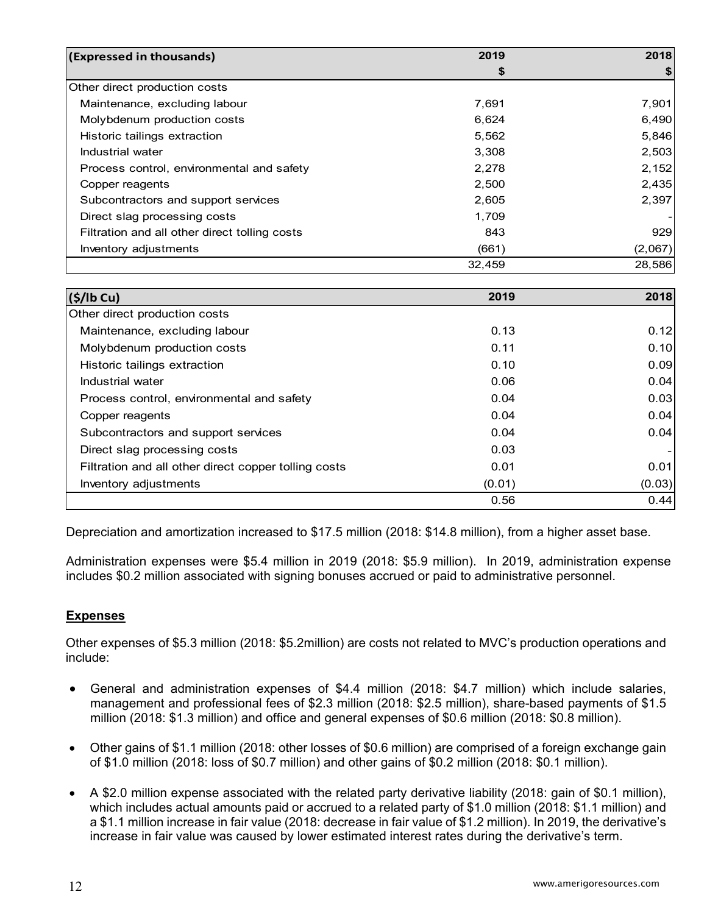| (Expressed in thousands) | 2019 | 2018 |
|---|---|---|
| | $ | $ |
| Other direct production costs | | |
| Maintenance, excluding labour | 7,691 | 7,901 |
| Molybdenum production costs | 6,624 | 6,490 |
| Historic tailings extraction | 5,562 | 5,846 |
| Industrial water | 3,308 | 2,503 |
| Process control, environmental and safety | 2,278 | 2,152 |
| Copper reagents | 2,500 | 2,435 |
| Subcontractors and support services | 2,605 | 2,397 |
| Direct slag processing costs | 1,709 | - |
| Filtration and all other direct tolling costs | 843 | 929 |
| Inventory adjustments | (661) | (2,067) |
| | 32,459 | 28,586 |

| ($/lb Cu) | 2019 | 2018 |
|---|---|---|
| Other direct production costs | | |
| Maintenance, excluding labour | 0.13 | 0.12 |
| Molybdenum production costs | 0.11 | 0.10 |
| Historic tailings extraction | 0.10 | 0.09 |
| Industrial water | 0.06 | 0.04 |
| Process control, environmental and safety | 0.04 | 0.03 |
| Copper reagents | 0.04 | 0.04 |
| Subcontractors and support services | 0.04 | 0.04 |
| Direct slag processing costs | 0.03 | - |
| Filtration and all other direct copper tolling costs | 0.01 | 0.01 |
| Inventory adjustments | (0.01) | (0.03) |
| | 0.56 | 0.44 |

Depreciation and amortization increased to $17.5 million (2018: $14.8 million), from a higher asset base.

Administration expenses were $5.4 million in 2019 (2018: $5.9 million). In 2019, administration expense includes $0.2 million associated with signing bonuses accrued or paid to administrative personnel.

## Expenses

Other expenses of $5.3 million (2018: $5.2million) are costs not related to MVC's production operations and include:

- General and administration expenses of $4.4 million (2018: $4.7 million) which include salaries, management and professional fees of $2.3 million (2018: $2.5 million), share-based payments of $1.5 million (2018: $1.3 million) and office and general expenses of $0.6 million (2018: $0.8 million).

- Other gains of $1.1 million (2018: other losses of $0.6 million) are comprised of a foreign exchange gain of $1.0 million (2018: loss of $0.7 million) and other gains of $0.2 million (2018: $0.1 million).

- A $2.0 million expense associated with the related party derivative liability (2018: gain of $0.1 million), which includes actual amounts paid or accrued to a related party of $1.0 million (2018: $1.1 million) and a $1.1 million increase in fair value (2018: decrease in fair value of $1.2 million). In 2019, the derivative's increase in fair value was caused by lower estimated interest rates during the derivative's term.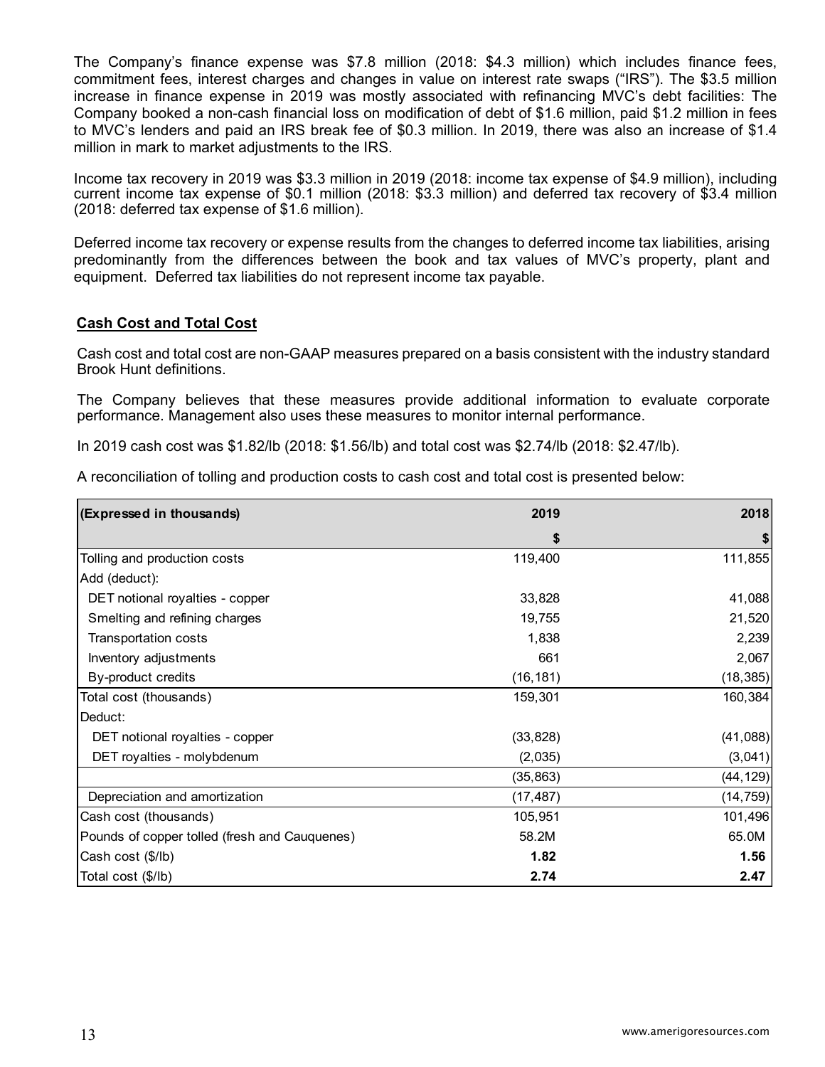The Company's finance expense was $7.8 million (2018: $4.3 million) which includes finance fees, commitment fees, interest charges and changes in value on interest rate swaps ("IRS"). The $3.5 million increase in finance expense in 2019 was mostly associated with refinancing MVC's debt facilities: The Company booked a non-cash financial loss on modification of debt of $1.6 million, paid $1.2 million in fees to MVC's lenders and paid an IRS break fee of $0.3 million. In 2019, there was also an increase of $1.4 million in mark to market adjustments to the IRS.

Income tax recovery in 2019 was $3.3 million in 2019 (2018: income tax expense of $4.9 million), including current income tax expense of $0.1 million (2018: $3.3 million) and deferred tax recovery of $3.4 million (2018: deferred tax expense of $1.6 million).

Deferred income tax recovery or expense results from the changes to deferred income tax liabilities, arising predominantly from the differences between the book and tax values of MVC's property, plant and equipment. Deferred tax liabilities do not represent income tax payable.

## Cash Cost and Total Cost

Cash cost and total cost are non-GAAP measures prepared on a basis consistent with the industry standard Brook Hunt definitions.

The Company believes that these measures provide additional information to evaluate corporate performance. Management also uses these measures to monitor internal performance.

In 2019 cash cost was $1.82/lb (2018: $1.56/lb) and total cost was $2.74/lb (2018: $2.47/lb).

A reconciliation of tolling and production costs to cash cost and total cost is presented below:

| (Expressed in thousands) | 2019 | 2018 |
|---|---|---|
| | $ | $ |
| Tolling and production costs | 119,400 | 111,855 |
| Add (deduct): | | |
| DET notional royalties - copper | 33,828 | 41,088 |
| Smelting and refining charges | 19,755 | 21,520 |
| Transportation costs | 1,838 | 2,239 |
| Inventory adjustments | 661 | 2,067 |
| By-product credits | (16,181) | (18,385) |
| Total cost (thousands) | 159,301 | 160,384 |
| Deduct: | | |
| DET notional royalties - copper | (33,828) | (41,088) |
| DET royalties - molybdenum | (2,035) | (3,041) |
| | (35,863) | (44,129) |
| Depreciation and amortization | (17,487) | (14,759) |
| Cash cost (thousands) | 105,951 | 101,496 |
| Pounds of copper tolled (fresh and Cauquenes) | 58.2M | 65.0M |
| Cash cost ($/lb) | **1.82** | **1.56** |
| Total cost ($/lb) | **2.74** | **2.47** |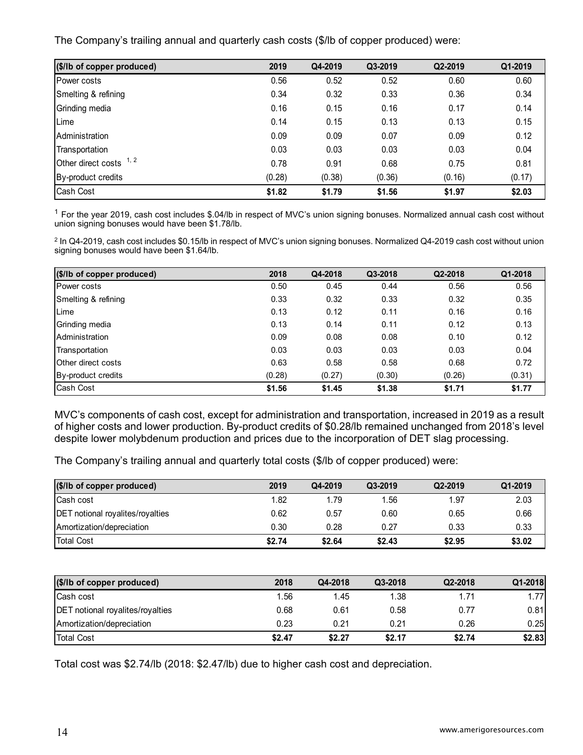The Company's trailing annual and quarterly cash costs ($/lb of copper produced) were:

| ($/lb of copper produced) | 2019 | Q4-2019 | Q3-2019 | Q2-2019 | Q1-2019 |
|---|---|---|---|---|---|
| Power costs | 0.56 | 0.52 | 0.52 | 0.60 | 0.60 |
| Smelting & refining | 0.34 | 0.32 | 0.33 | 0.36 | 0.34 |
| Grinding media | 0.16 | 0.15 | 0.16 | 0.17 | 0.14 |
| Lime | 0.14 | 0.15 | 0.13 | 0.13 | 0.15 |
| Administration | 0.09 | 0.09 | 0.07 | 0.09 | 0.12 |
| Transportation | 0.03 | 0.03 | 0.03 | 0.03 | 0.04 |
| Other direct costs [1, 2] | 0.78 | 0.91 | 0.68 | 0.75 | 0.81 |
| By-product credits | (0.28) | (0.38) | (0.36) | (0.16) | (0.17) |
| Cash Cost | **$1.82** | **$1.79** | **$1.56** | **$1.97** | **$2.03** |

[1] For the year 2019, cash cost includes $.04/lb in respect of MVC's union signing bonuses. Normalized annual cash cost without union signing bonuses would have been $1.78/lb.

[2] In Q4-2019, cash cost includes $0.15/lb in respect of MVC's union signing bonuses. Normalized Q4-2019 cash cost without union signing bonuses would have been $1.64/lb.

| ($/lb of copper produced) | 2018 | Q4-2018 | Q3-2018 | Q2-2018 | Q1-2018 |
|---|---|---|---|---|---|
| Power costs | 0.50 | 0.45 | 0.44 | 0.56 | 0.56 |
| Smelting & refining | 0.33 | 0.32 | 0.33 | 0.32 | 0.35 |
| Lime | 0.13 | 0.12 | 0.11 | 0.16 | 0.16 |
| Grinding media | 0.13 | 0.14 | 0.11 | 0.12 | 0.13 |
| Administration | 0.09 | 0.08 | 0.08 | 0.10 | 0.12 |
| Transportation | 0.03 | 0.03 | 0.03 | 0.03 | 0.04 |
| Other direct costs | 0.63 | 0.58 | 0.58 | 0.68 | 0.72 |
| By-product credits | (0.28) | (0.27) | (0.30) | (0.26) | (0.31) |
| Cash Cost | **$1.56** | **$1.45** | **$1.38** | **$1.71** | **$1.77** |

MVC's components of cash cost, except for administration and transportation, increased in 2019 as a result of higher costs and lower production. By-product credits of $0.28/lb remained unchanged from 2018's level despite lower molybdenum production and prices due to the incorporation of DET slag processing.

The Company's trailing annual and quarterly total costs ($/lb of copper produced) were:

| ($/lb of copper produced) | 2019 | Q4-2019 | Q3-2019 | Q2-2019 | Q1-2019 |
|---|---|---|---|---|---|
| Cash cost | 1.82 | 1.79 | 1.56 | 1.97 | 2.03 |
| DET notional royalites/royalties | 0.62 | 0.57 | 0.60 | 0.65 | 0.66 |
| Amortization/depreciation | 0.30 | 0.28 | 0.27 | 0.33 | 0.33 |
| Total Cost | **$2.74** | **$2.64** | **$2.43** | **$2.95** | **$3.02** |

| ($/lb of copper produced) | 2018 | Q4-2018 | Q3-2018 | Q2-2018 | Q1-2018 |
|---|---|---|---|---|---|
| Cash cost | 1.56 | 1.45 | 1.38 | 1.71 | 1.77 |
| DET notional royalites/royalties | 0.68 | 0.61 | 0.58 | 0.77 | 0.81 |
| Amortization/depreciation | 0.23 | 0.21 | 0.21 | 0.26 | 0.25 |
| Total Cost | **$2.47** | **$2.27** | **$2.17** | **$2.74** | **$2.83** |

Total cost was $2.74/lb (2018: $2.47/lb) due to higher cash cost and depreciation.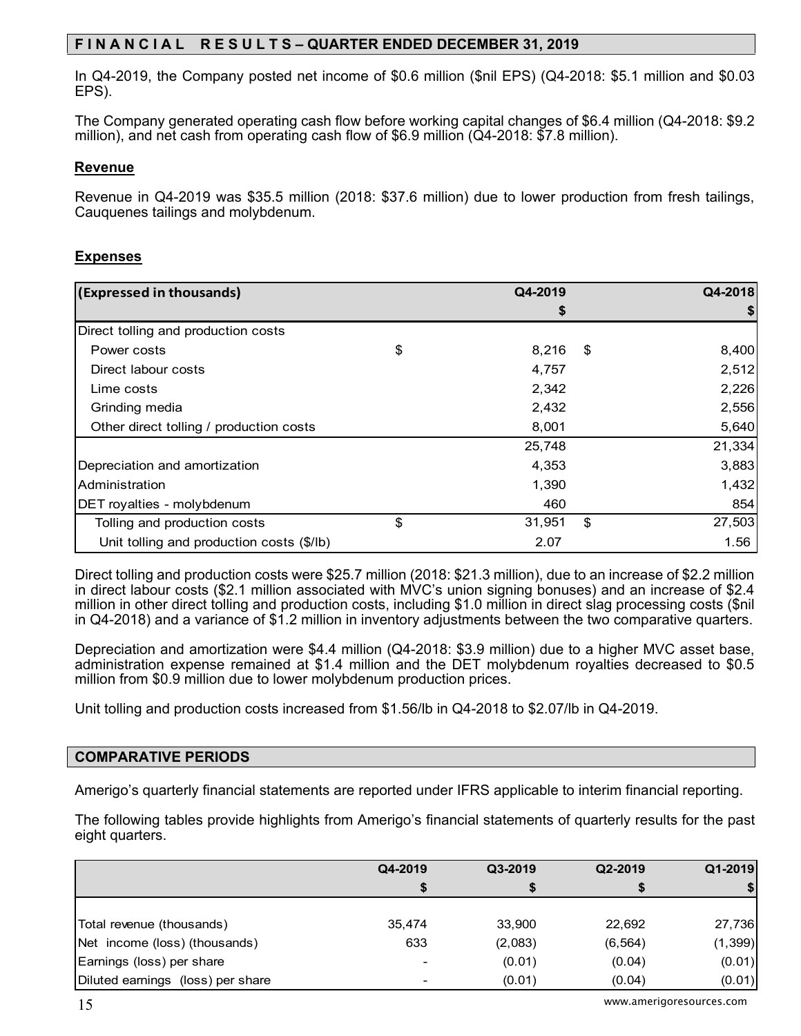## FINANCIAL RESULTS – QUARTER ENDED DECEMBER 31, 2019

In Q4-2019, the Company posted net income of $0.6 million ($nil EPS) (Q4-2018: $5.1 million and $0.03 EPS).

The Company generated operating cash flow before working capital changes of $6.4 million (Q4-2018: $9.2 million), and net cash from operating cash flow of $6.9 million (Q4-2018: $7.8 million).

### Revenue

Revenue in Q4-2019 was $35.5 million (2018: $37.6 million) due to lower production from fresh tailings, Cauquenes tailings and molybdenum.

### Expenses

| (Expressed in thousands) | | Q4-2019 $ | | Q4-2018 $ |
|---|---|---|---|---|
| Direct tolling and production costs | | | | |
| Power costs | $ | 8,216 | $ | 8,400 |
| Direct labour costs | | 4,757 | | 2,512 |
| Lime costs | | 2,342 | | 2,226 |
| Grinding media | | 2,432 | | 2,556 |
| Other direct tolling / production costs | | 8,001 | | 5,640 |
| | | 25,748 | | 21,334 |
| Depreciation and amortization | | 4,353 | | 3,883 |
| Administration | | 1,390 | | 1,432 |
| DET royalties - molybdenum | | 460 | | 854 |
| Tolling and production costs | $ | 31,951 | $ | 27,503 |
| Unit tolling and production costs ($/lb) | | 2.07 | | 1.56 |

Direct tolling and production costs were $25.7 million (2018: $21.3 million), due to an increase of $2.2 million in direct labour costs ($2.1 million associated with MVC's union signing bonuses) and an increase of $2.4 million in other direct tolling and production costs, including $1.0 million in direct slag processing costs ($nil in Q4-2018) and a variance of $1.2 million in inventory adjustments between the two comparative quarters.

Depreciation and amortization were $4.4 million (Q4-2018: $3.9 million) due to a higher MVC asset base, administration expense remained at $1.4 million and the DET molybdenum royalties decreased to $0.5 million from $0.9 million due to lower molybdenum production prices.

Unit tolling and production costs increased from $1.56/lb in Q4-2018 to $2.07/lb in Q4-2019.

## COMPARATIVE PERIODS

Amerigo's quarterly financial statements are reported under IFRS applicable to interim financial reporting.

The following tables provide highlights from Amerigo's financial statements of quarterly results for the past eight quarters.

| | Q4-2019 $ | Q3-2019 $ | Q2-2019 $ | Q1-2019 $ |
|---|---|---|---|---|
| Total revenue (thousands) | 35,474 | 33,900 | 22,692 | 27,736 |
| Net income (loss) (thousands) | 633 | (2,083) | (6,564) | (1,399) |
| Earnings (loss) per share | - | (0.01) | (0.04) | (0.01) |
| Diluted earnings (loss) per share | - | (0.01) | (0.04) | (0.01) |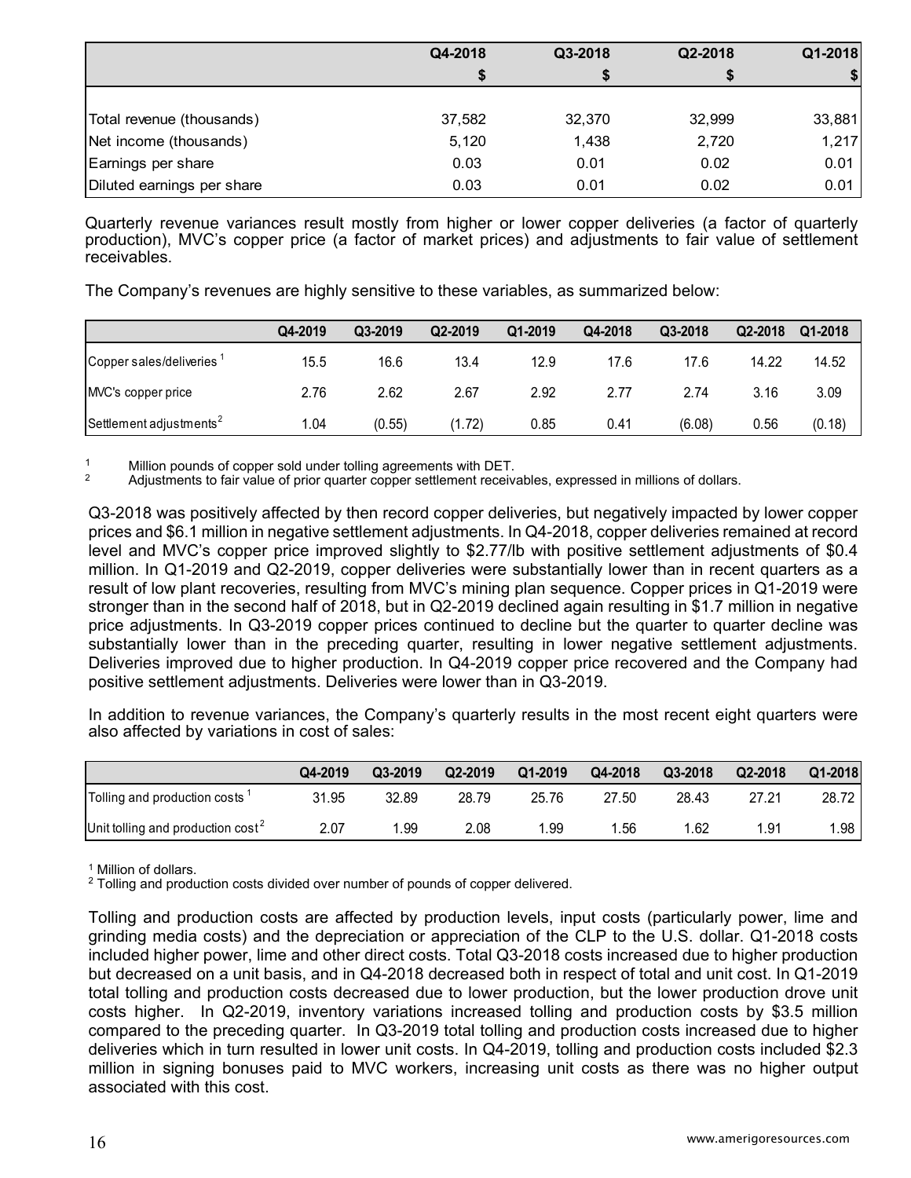| | Q4-2018 | Q3-2018 | Q2-2018 | Q1-2018 |
|---|---|---|---|---|
| | $ | $ | $ | $ |
| Total revenue (thousands) | 37,582 | 32,370 | 32,999 | 33,881 |
| Net income (thousands) | 5,120 | 1,438 | 2,720 | 1,217 |
| Earnings per share | 0.03 | 0.01 | 0.02 | 0.01 |
| Diluted earnings per share | 0.03 | 0.01 | 0.02 | 0.01 |

Quarterly revenue variances result mostly from higher or lower copper deliveries (a factor of quarterly production), MVC's copper price (a factor of market prices) and adjustments to fair value of settlement receivables.

The Company's revenues are highly sensitive to these variables, as summarized below:

| | Q4-2019 | Q3-2019 | Q2-2019 | Q1-2019 | Q4-2018 | Q3-2018 | Q2-2018 | Q1-2018 |
|---|---|---|---|---|---|---|---|---|
| Copper sales/deliveries [1] | 15.5 | 16.6 | 13.4 | 12.9 | 17.6 | 17.6 | 14.22 | 14.52 |
| MVC's copper price | 2.76 | 2.62 | 2.67 | 2.92 | 2.77 | 2.74 | 3.16 | 3.09 |
| Settlement adjustments [2] | 1.04 | (0.55) | (1.72) | 0.85 | 0.41 | (6.08) | 0.56 | (0.18) |

[1] Million pounds of copper sold under tolling agreements with DET.
[2] Adjustments to fair value of prior quarter copper settlement receivables, expressed in millions of dollars.

Q3-2018 was positively affected by then record copper deliveries, but negatively impacted by lower copper prices and $6.1 million in negative settlement adjustments. In Q4-2018, copper deliveries remained at record level and MVC's copper price improved slightly to $2.77/lb with positive settlement adjustments of $0.4 million. In Q1-2019 and Q2-2019, copper deliveries were substantially lower than in recent quarters as a result of low plant recoveries, resulting from MVC's mining plan sequence. Copper prices in Q1-2019 were stronger than in the second half of 2018, but in Q2-2019 declined again resulting in $1.7 million in negative price adjustments. In Q3-2019 copper prices continued to decline but the quarter to quarter decline was substantially lower than in the preceding quarter, resulting in lower negative settlement adjustments. Deliveries improved due to higher production. In Q4-2019 copper price recovered and the Company had positive settlement adjustments. Deliveries were lower than in Q3-2019.

In addition to revenue variances, the Company's quarterly results in the most recent eight quarters were also affected by variations in cost of sales:

| | Q4-2019 | Q3-2019 | Q2-2019 | Q1-2019 | Q4-2018 | Q3-2018 | Q2-2018 | Q1-2018 |
|---|---|---|---|---|---|---|---|---|
| Tolling and production costs [1] | 31.95 | 32.89 | 28.79 | 25.76 | 27.50 | 28.43 | 27.21 | 28.72 |
| Unit tolling and production cost [2] | 2.07 | 1.99 | 2.08 | 1.99 | 1.56 | 1.62 | 1.91 | 1.98 |

[1] Million of dollars.
[2] Tolling and production costs divided over number of pounds of copper delivered.

Tolling and production costs are affected by production levels, input costs (particularly power, lime and grinding media costs) and the depreciation or appreciation of the CLP to the U.S. dollar. Q1-2018 costs included higher power, lime and other direct costs. Total Q3-2018 costs increased due to higher production but decreased on a unit basis, and in Q4-2018 decreased both in respect of total and unit cost. In Q1-2019 total tolling and production costs decreased due to lower production, but the lower production drove unit costs higher. In Q2-2019, inventory variations increased tolling and production costs by $3.5 million compared to the preceding quarter. In Q3-2019 total tolling and production costs increased due to higher deliveries which in turn resulted in lower unit costs. In Q4-2019, tolling and production costs included $2.3 million in signing bonuses paid to MVC workers, increasing unit costs as there was no higher output associated with this cost.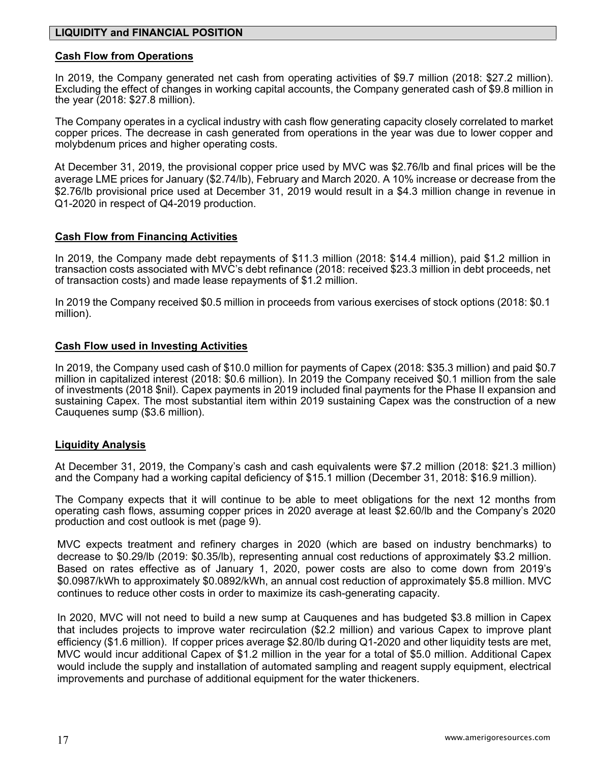## LIQUIDITY and FINANCIAL POSITION

### Cash Flow from Operations

In 2019, the Company generated net cash from operating activities of $9.7 million (2018: $27.2 million). Excluding the effect of changes in working capital accounts, the Company generated cash of $9.8 million in the year (2018: $27.8 million).

The Company operates in a cyclical industry with cash flow generating capacity closely correlated to market copper prices. The decrease in cash generated from operations in the year was due to lower copper and molybdenum prices and higher operating costs.

At December 31, 2019, the provisional copper price used by MVC was $2.76/lb and final prices will be the average LME prices for January ($2.74/lb), February and March 2020. A 10% increase or decrease from the $2.76/lb provisional price used at December 31, 2019 would result in a $4.3 million change in revenue in Q1-2020 in respect of Q4-2019 production.

### Cash Flow from Financing Activities

In 2019, the Company made debt repayments of $11.3 million (2018: $14.4 million), paid $1.2 million in transaction costs associated with MVC's debt refinance (2018: received $23.3 million in debt proceeds, net of transaction costs) and made lease repayments of $1.2 million.

In 2019 the Company received $0.5 million in proceeds from various exercises of stock options (2018: $0.1 million).

### Cash Flow used in Investing Activities

In 2019, the Company used cash of $10.0 million for payments of Capex (2018: $35.3 million) and paid $0.7 million in capitalized interest (2018: $0.6 million). In 2019 the Company received $0.1 million from the sale of investments (2018 $nil). Capex payments in 2019 included final payments for the Phase II expansion and sustaining Capex. The most substantial item within 2019 sustaining Capex was the construction of a new Cauquenes sump ($3.6 million).

### Liquidity Analysis

At December 31, 2019, the Company's cash and cash equivalents were $7.2 million (2018: $21.3 million) and the Company had a working capital deficiency of $15.1 million (December 31, 2018: $16.9 million).

The Company expects that it will continue to be able to meet obligations for the next 12 months from operating cash flows, assuming copper prices in 2020 average at least $2.60/lb and the Company's 2020 production and cost outlook is met (page 9).

MVC expects treatment and refinery charges in 2020 (which are based on industry benchmarks) to decrease to $0.29/lb (2019: $0.35/lb), representing annual cost reductions of approximately $3.2 million. Based on rates effective as of January 1, 2020, power costs are also to come down from 2019's $0.0987/kWh to approximately $0.0892/kWh, an annual cost reduction of approximately $5.8 million. MVC continues to reduce other costs in order to maximize its cash-generating capacity.

In 2020, MVC will not need to build a new sump at Cauquenes and has budgeted $3.8 million in Capex that includes projects to improve water recirculation ($2.2 million) and various Capex to improve plant efficiency ($1.6 million). If copper prices average $2.80/lb during Q1-2020 and other liquidity tests are met, MVC would incur additional Capex of $1.2 million in the year for a total of $5.0 million. Additional Capex would include the supply and installation of automated sampling and reagent supply equipment, electrical improvements and purchase of additional equipment for the water thickeners.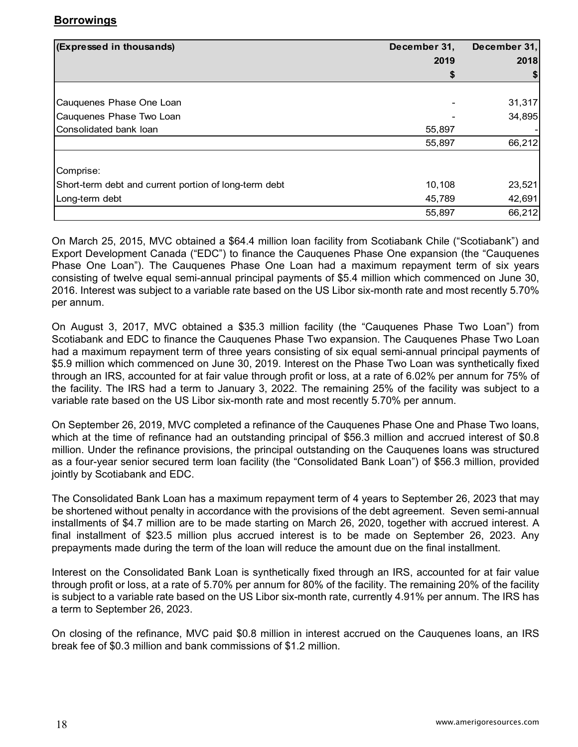## Borrowings

| (Expressed in thousands) | December 31, 2019 $ | December 31, 2018 $ |
|---|---|---|
| Cauquenes Phase One Loan | - | 31,317 |
| Cauquenes Phase Two Loan | - | 34,895 |
| Consolidated bank loan | 55,897 | - |
| | 55,897 | 66,212 |
| Comprise: | | |
| Short-term debt and current portion of long-term debt | 10,108 | 23,521 |
| Long-term debt | 45,789 | 42,691 |
| | 55,897 | 66,212 |

On March 25, 2015, MVC obtained a $64.4 million loan facility from Scotiabank Chile ("Scotiabank") and Export Development Canada ("EDC") to finance the Cauquenes Phase One expansion (the "Cauquenes Phase One Loan"). The Cauquenes Phase One Loan had a maximum repayment term of six years consisting of twelve equal semi-annual principal payments of $5.4 million which commenced on June 30, 2016. Interest was subject to a variable rate based on the US Libor six-month rate and most recently 5.70% per annum.

On August 3, 2017, MVC obtained a $35.3 million facility (the "Cauquenes Phase Two Loan") from Scotiabank and EDC to finance the Cauquenes Phase Two expansion. The Cauquenes Phase Two Loan had a maximum repayment term of three years consisting of six equal semi-annual principal payments of $5.9 million which commenced on June 30, 2019. Interest on the Phase Two Loan was synthetically fixed through an IRS, accounted for at fair value through profit or loss, at a rate of 6.02% per annum for 75% of the facility. The IRS had a term to January 3, 2022. The remaining 25% of the facility was subject to a variable rate based on the US Libor six-month rate and most recently 5.70% per annum.

On September 26, 2019, MVC completed a refinance of the Cauquenes Phase One and Phase Two loans, which at the time of refinance had an outstanding principal of $56.3 million and accrued interest of $0.8 million. Under the refinance provisions, the principal outstanding on the Cauquenes loans was structured as a four-year senior secured term loan facility (the "Consolidated Bank Loan") of $56.3 million, provided jointly by Scotiabank and EDC.

The Consolidated Bank Loan has a maximum repayment term of 4 years to September 26, 2023 that may be shortened without penalty in accordance with the provisions of the debt agreement. Seven semi-annual installments of $4.7 million are to be made starting on March 26, 2020, together with accrued interest. A final installment of $23.5 million plus accrued interest is to be made on September 26, 2023. Any prepayments made during the term of the loan will reduce the amount due on the final installment.

Interest on the Consolidated Bank Loan is synthetically fixed through an IRS, accounted for at fair value through profit or loss, at a rate of 5.70% per annum for 80% of the facility. The remaining 20% of the facility is subject to a variable rate based on the US Libor six-month rate, currently 4.91% per annum. The IRS has a term to September 26, 2023.

On closing of the refinance, MVC paid $0.8 million in interest accrued on the Cauquenes loans, an IRS break fee of $0.3 million and bank commissions of $1.2 million.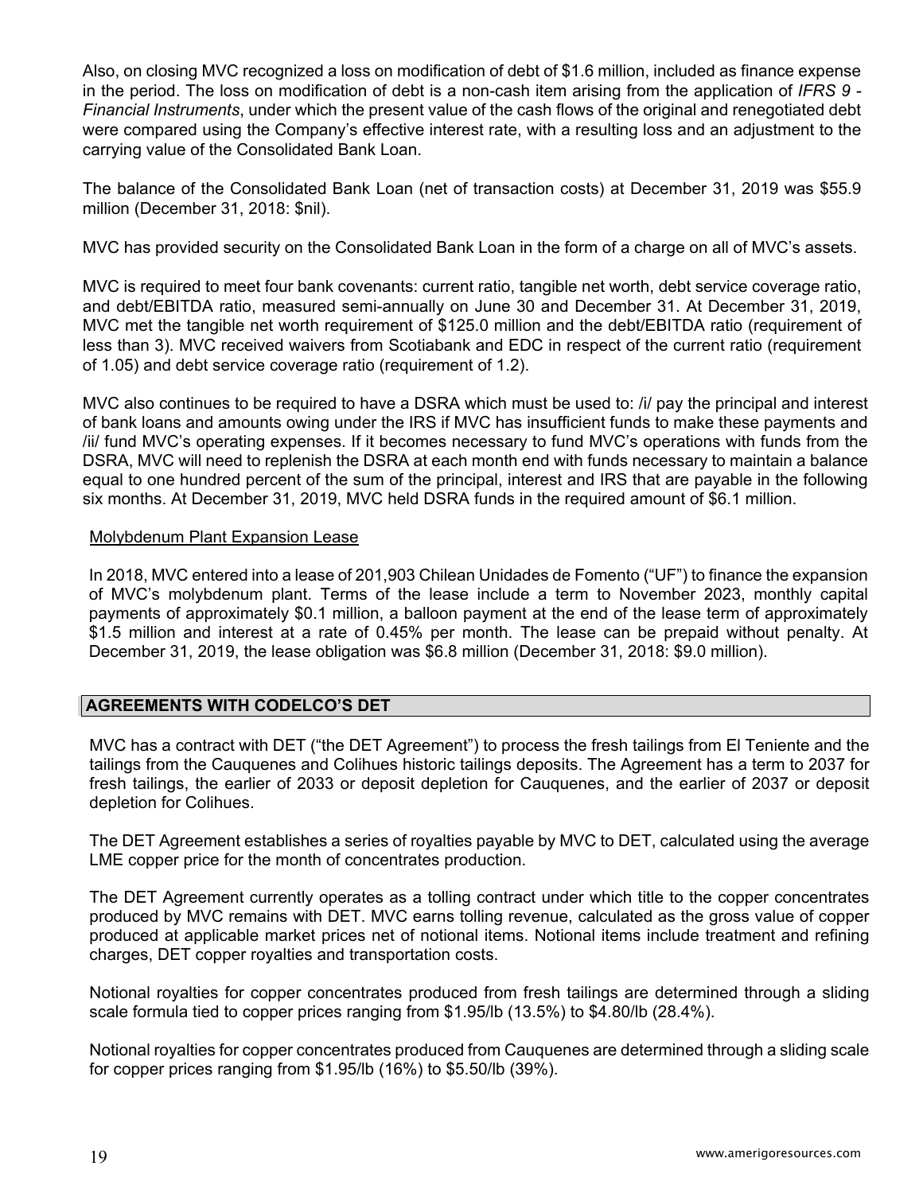Also, on closing MVC recognized a loss on modification of debt of $1.6 million, included as finance expense in the period. The loss on modification of debt is a non-cash item arising from the application of *IFRS 9 - Financial Instruments*, under which the present value of the cash flows of the original and renegotiated debt were compared using the Company's effective interest rate, with a resulting loss and an adjustment to the carrying value of the Consolidated Bank Loan.

The balance of the Consolidated Bank Loan (net of transaction costs) at December 31, 2019 was $55.9 million (December 31, 2018: $nil).

MVC has provided security on the Consolidated Bank Loan in the form of a charge on all of MVC's assets.

MVC is required to meet four bank covenants: current ratio, tangible net worth, debt service coverage ratio, and debt/EBITDA ratio, measured semi-annually on June 30 and December 31. At December 31, 2019, MVC met the tangible net worth requirement of $125.0 million and the debt/EBITDA ratio (requirement of less than 3). MVC received waivers from Scotiabank and EDC in respect of the current ratio (requirement of 1.05) and debt service coverage ratio (requirement of 1.2).

MVC also continues to be required to have a DSRA which must be used to: /i/ pay the principal and interest of bank loans and amounts owing under the IRS if MVC has insufficient funds to make these payments and /ii/ fund MVC's operating expenses. If it becomes necessary to fund MVC's operations with funds from the DSRA, MVC will need to replenish the DSRA at each month end with funds necessary to maintain a balance equal to one hundred percent of the sum of the principal, interest and IRS that are payable in the following six months. At December 31, 2019, MVC held DSRA funds in the required amount of $6.1 million.

Molybdenum Plant Expansion Lease

In 2018, MVC entered into a lease of 201,903 Chilean Unidades de Fomento ("UF") to finance the expansion of MVC's molybdenum plant. Terms of the lease include a term to November 2023, monthly capital payments of approximately $0.1 million, a balloon payment at the end of the lease term of approximately $1.5 million and interest at a rate of 0.45% per month. The lease can be prepaid without penalty. At December 31, 2019, the lease obligation was $6.8 million (December 31, 2018: $9.0 million).

## AGREEMENTS WITH CODELCO'S DET

MVC has a contract with DET ("the DET Agreement") to process the fresh tailings from El Teniente and the tailings from the Cauquenes and Colihues historic tailings deposits. The Agreement has a term to 2037 for fresh tailings, the earlier of 2033 or deposit depletion for Cauquenes, and the earlier of 2037 or deposit depletion for Colihues.

The DET Agreement establishes a series of royalties payable by MVC to DET, calculated using the average LME copper price for the month of concentrates production.

The DET Agreement currently operates as a tolling contract under which title to the copper concentrates produced by MVC remains with DET. MVC earns tolling revenue, calculated as the gross value of copper produced at applicable market prices net of notional items. Notional items include treatment and refining charges, DET copper royalties and transportation costs.

Notional royalties for copper concentrates produced from fresh tailings are determined through a sliding scale formula tied to copper prices ranging from $1.95/lb (13.5%) to $4.80/lb (28.4%).

Notional royalties for copper concentrates produced from Cauquenes are determined through a sliding scale for copper prices ranging from $1.95/lb (16%) to $5.50/lb (39%).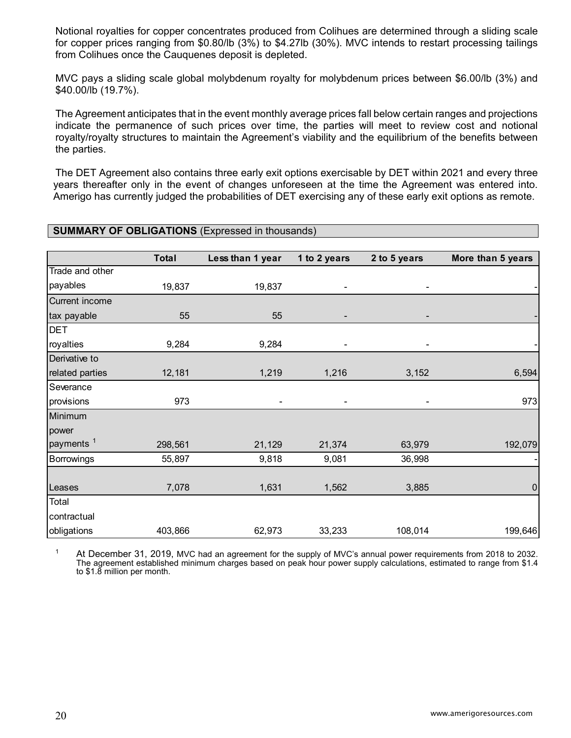Notional royalties for copper concentrates produced from Colihues are determined through a sliding scale for copper prices ranging from $0.80/lb (3%) to $4.27lb (30%). MVC intends to restart processing tailings from Colihues once the Cauquenes deposit is depleted.

MVC pays a sliding scale global molybdenum royalty for molybdenum prices between $6.00/lb (3%) and $40.00/lb (19.7%).

The Agreement anticipates that in the event monthly average prices fall below certain ranges and projections indicate the permanence of such prices over time, the parties will meet to review cost and notional royalty/royalty structures to maintain the Agreement's viability and the equilibrium of the benefits between the parties.

The DET Agreement also contains three early exit options exercisable by DET within 2021 and every three years thereafter only in the event of changes unforeseen at the time the Agreement was entered into. Amerigo has currently judged the probabilities of DET exercising any of these early exit options as remote.

**SUMMARY OF OBLIGATIONS** (Expressed in thousands)

| | Total | Less than 1 year | 1 to 2 years | 2 to 5 years | More than 5 years |
|---|---|---|---|---|---|
| Trade and other payables | 19,837 | 19,837 | - | - | - |
| Current income tax payable | 55 | 55 | - | - | - |
| DET royalties | 9,284 | 9,284 | - | - | - |
| Derivative to related parties | 12,181 | 1,219 | 1,216 | 3,152 | 6,594 |
| Severance provisions | 973 | - | - | - | 973 |
| Minimum power payments [1] | 298,561 | 21,129 | 21,374 | 63,979 | 192,079 |
| Borrowings | 55,897 | 9,818 | 9,081 | 36,998 | - |
| Leases | 7,078 | 1,631 | 1,562 | 3,885 | 0 |
| Total contractual obligations | 403,866 | 62,973 | 33,233 | 108,014 | 199,646 |

[1] At December 31, 2019, MVC had an agreement for the supply of MVC's annual power requirements from 2018 to 2032. The agreement established minimum charges based on peak hour power supply calculations, estimated to range from $1.4 to $1.8 million per month.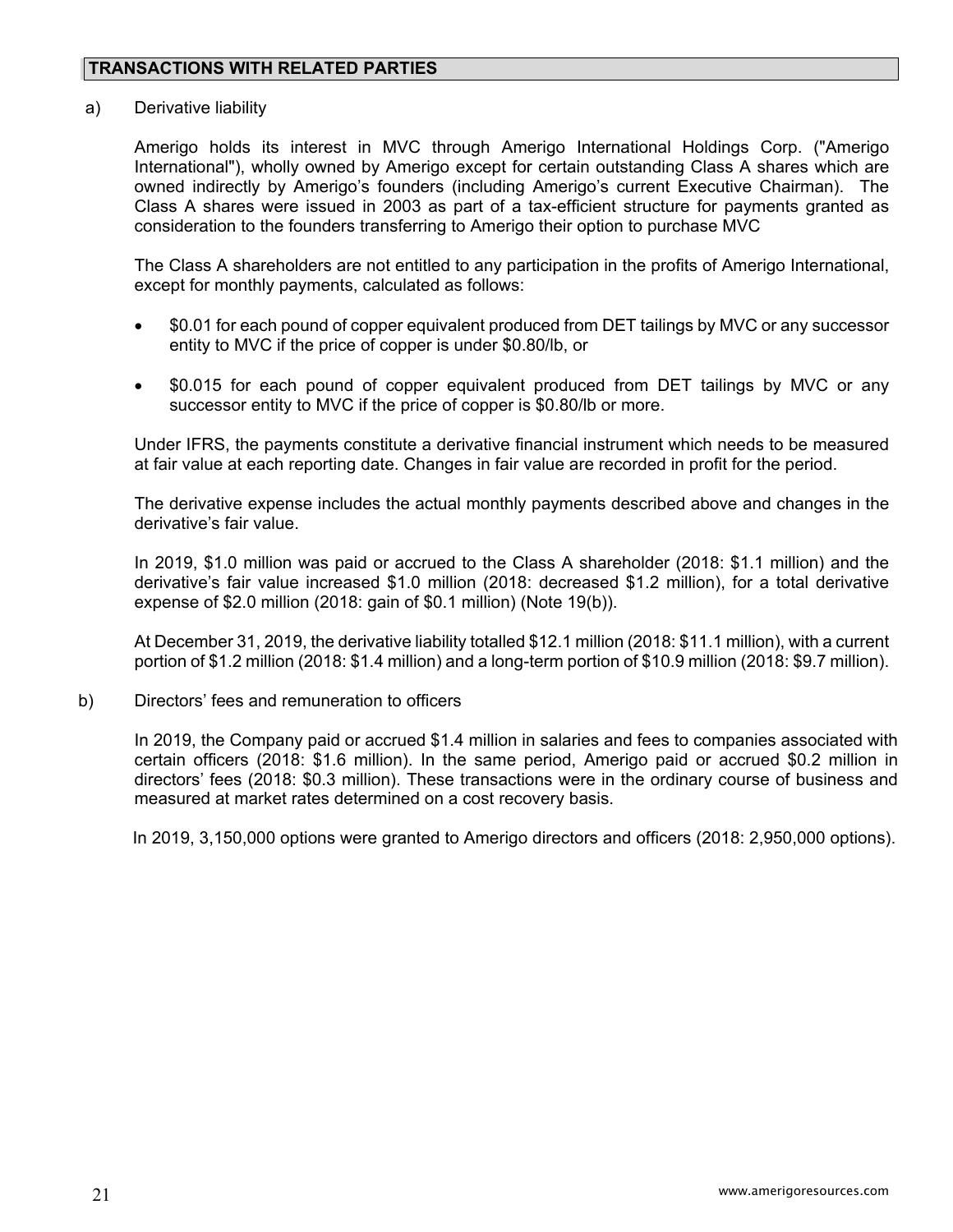## TRANSACTIONS WITH RELATED PARTIES

a) Derivative liability

Amerigo holds its interest in MVC through Amerigo International Holdings Corp. ("Amerigo International"), wholly owned by Amerigo except for certain outstanding Class A shares which are owned indirectly by Amerigo's founders (including Amerigo's current Executive Chairman). The Class A shares were issued in 2003 as part of a tax-efficient structure for payments granted as consideration to the founders transferring to Amerigo their option to purchase MVC

The Class A shareholders are not entitled to any participation in the profits of Amerigo International, except for monthly payments, calculated as follows:

- $0.01 for each pound of copper equivalent produced from DET tailings by MVC or any successor entity to MVC if the price of copper is under $0.80/lb, or
- $0.015 for each pound of copper equivalent produced from DET tailings by MVC or any successor entity to MVC if the price of copper is $0.80/lb or more.

Under IFRS, the payments constitute a derivative financial instrument which needs to be measured at fair value at each reporting date. Changes in fair value are recorded in profit for the period.

The derivative expense includes the actual monthly payments described above and changes in the derivative's fair value.

In 2019, $1.0 million was paid or accrued to the Class A shareholder (2018: $1.1 million) and the derivative's fair value increased $1.0 million (2018: decreased $1.2 million), for a total derivative expense of $2.0 million (2018: gain of $0.1 million) (Note 19(b)).

At December 31, 2019, the derivative liability totalled $12.1 million (2018: $11.1 million), with a current portion of $1.2 million (2018: $1.4 million) and a long-term portion of $10.9 million (2018: $9.7 million).

b) Directors' fees and remuneration to officers

In 2019, the Company paid or accrued $1.4 million in salaries and fees to companies associated with certain officers (2018: $1.6 million). In the same period, Amerigo paid or accrued $0.2 million in directors' fees (2018: $0.3 million). These transactions were in the ordinary course of business and measured at market rates determined on a cost recovery basis.

In 2019, 3,150,000 options were granted to Amerigo directors and officers (2018: 2,950,000 options).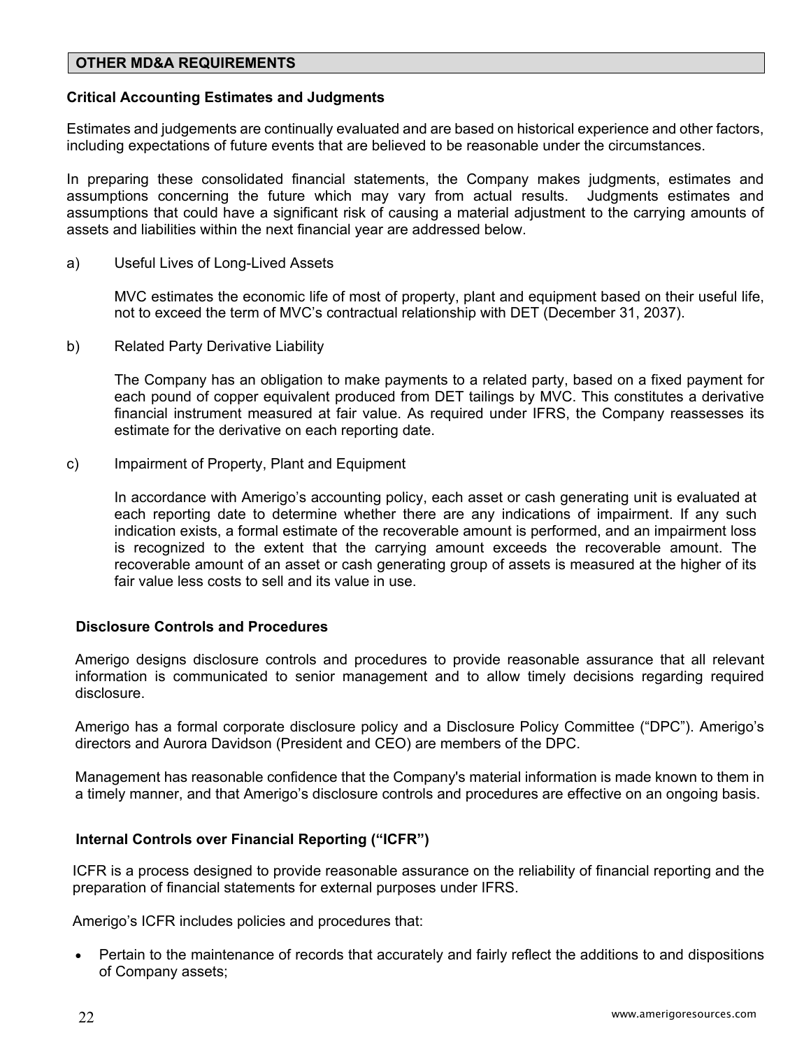## OTHER MD&A REQUIREMENTS

### Critical Accounting Estimates and Judgments

Estimates and judgements are continually evaluated and are based on historical experience and other factors, including expectations of future events that are believed to be reasonable under the circumstances.

In preparing these consolidated financial statements, the Company makes judgments, estimates and assumptions concerning the future which may vary from actual results. Judgments estimates and assumptions that could have a significant risk of causing a material adjustment to the carrying amounts of assets and liabilities within the next financial year are addressed below.

a) Useful Lives of Long-Lived Assets

MVC estimates the economic life of most of property, plant and equipment based on their useful life, not to exceed the term of MVC's contractual relationship with DET (December 31, 2037).

b) Related Party Derivative Liability

The Company has an obligation to make payments to a related party, based on a fixed payment for each pound of copper equivalent produced from DET tailings by MVC. This constitutes a derivative financial instrument measured at fair value. As required under IFRS, the Company reassesses its estimate for the derivative on each reporting date.

c) Impairment of Property, Plant and Equipment

In accordance with Amerigo's accounting policy, each asset or cash generating unit is evaluated at each reporting date to determine whether there are any indications of impairment. If any such indication exists, a formal estimate of the recoverable amount is performed, and an impairment loss is recognized to the extent that the carrying amount exceeds the recoverable amount. The recoverable amount of an asset or cash generating group of assets is measured at the higher of its fair value less costs to sell and its value in use.

### Disclosure Controls and Procedures

Amerigo designs disclosure controls and procedures to provide reasonable assurance that all relevant information is communicated to senior management and to allow timely decisions regarding required disclosure.

Amerigo has a formal corporate disclosure policy and a Disclosure Policy Committee ("DPC"). Amerigo's directors and Aurora Davidson (President and CEO) are members of the DPC.

Management has reasonable confidence that the Company's material information is made known to them in a timely manner, and that Amerigo's disclosure controls and procedures are effective on an ongoing basis.

### Internal Controls over Financial Reporting ("ICFR")

ICFR is a process designed to provide reasonable assurance on the reliability of financial reporting and the preparation of financial statements for external purposes under IFRS.

Amerigo's ICFR includes policies and procedures that:

- Pertain to the maintenance of records that accurately and fairly reflect the additions to and dispositions of Company assets;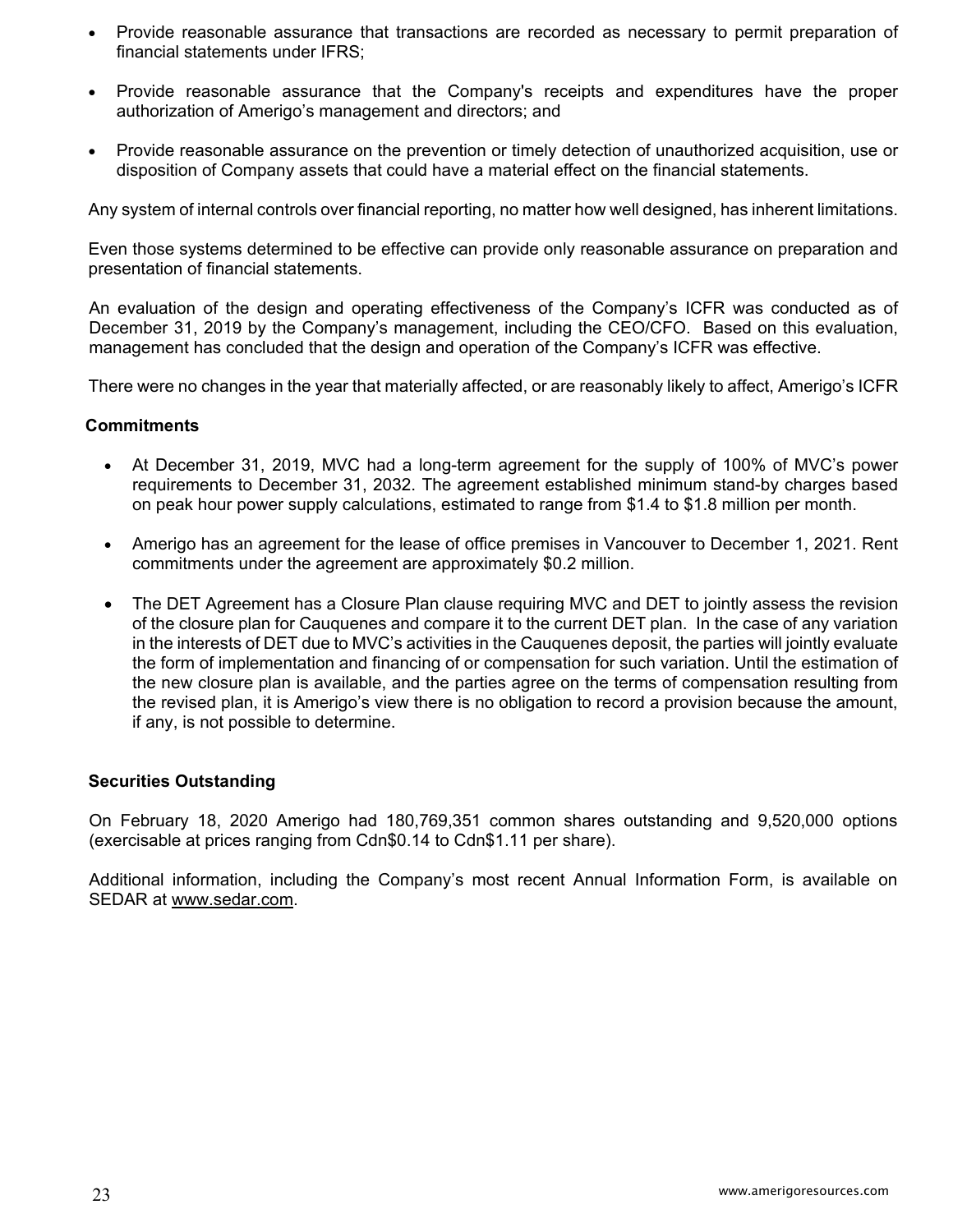- Provide reasonable assurance that transactions are recorded as necessary to permit preparation of financial statements under IFRS;
- Provide reasonable assurance that the Company's receipts and expenditures have the proper authorization of Amerigo's management and directors; and
- Provide reasonable assurance on the prevention or timely detection of unauthorized acquisition, use or disposition of Company assets that could have a material effect on the financial statements.

Any system of internal controls over financial reporting, no matter how well designed, has inherent limitations.

Even those systems determined to be effective can provide only reasonable assurance on preparation and presentation of financial statements.

An evaluation of the design and operating effectiveness of the Company's ICFR was conducted as of December 31, 2019 by the Company's management, including the CEO/CFO. Based on this evaluation, management has concluded that the design and operation of the Company's ICFR was effective.

There were no changes in the year that materially affected, or are reasonably likely to affect, Amerigo's ICFR

### Commitments

- At December 31, 2019, MVC had a long-term agreement for the supply of 100% of MVC's power requirements to December 31, 2032. The agreement established minimum stand-by charges based on peak hour power supply calculations, estimated to range from $1.4 to $1.8 million per month.
- Amerigo has an agreement for the lease of office premises in Vancouver to December 1, 2021. Rent commitments under the agreement are approximately $0.2 million.
- The DET Agreement has a Closure Plan clause requiring MVC and DET to jointly assess the revision of the closure plan for Cauquenes and compare it to the current DET plan. In the case of any variation in the interests of DET due to MVC's activities in the Cauquenes deposit, the parties will jointly evaluate the form of implementation and financing of or compensation for such variation. Until the estimation of the new closure plan is available, and the parties agree on the terms of compensation resulting from the revised plan, it is Amerigo's view there is no obligation to record a provision because the amount, if any, is not possible to determine.

### Securities Outstanding

On February 18, 2020 Amerigo had 180,769,351 common shares outstanding and 9,520,000 options (exercisable at prices ranging from Cdn$0.14 to Cdn$1.11 per share).

Additional information, including the Company's most recent Annual Information Form, is available on SEDAR at www.sedar.com.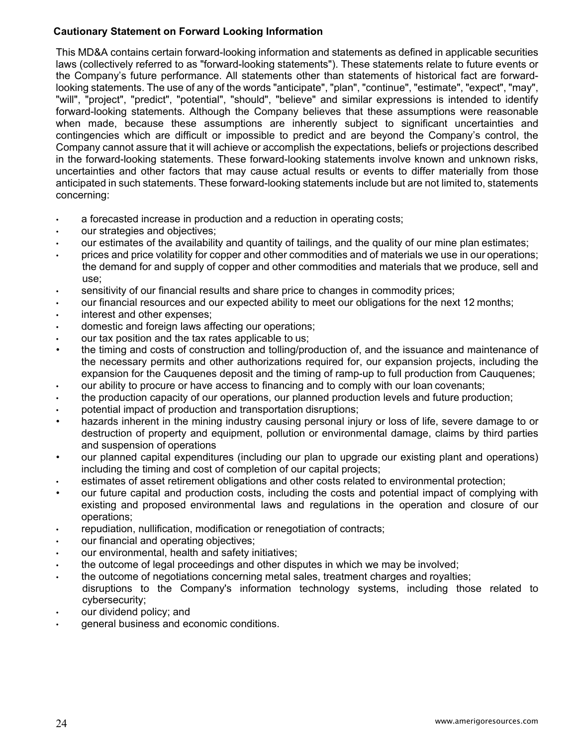**Cautionary Statement on Forward Looking Information**

This MD&A contains certain forward-looking information and statements as defined in applicable securities laws (collectively referred to as "forward-looking statements"). These statements relate to future events or the Company's future performance. All statements other than statements of historical fact are forward-looking statements. The use of any of the words "anticipate", "plan", "continue", "estimate", "expect", "may", "will", "project", "predict", "potential", "should", "believe" and similar expressions is intended to identify forward-looking statements. Although the Company believes that these assumptions were reasonable when made, because these assumptions are inherently subject to significant uncertainties and contingencies which are difficult or impossible to predict and are beyond the Company's control, the Company cannot assure that it will achieve or accomplish the expectations, beliefs or projections described in the forward-looking statements. These forward-looking statements involve known and unknown risks, uncertainties and other factors that may cause actual results or events to differ materially from those anticipated in such statements. These forward-looking statements include but are not limited to, statements concerning:

- a forecasted increase in production and a reduction in operating costs;
- our strategies and objectives;
- our estimates of the availability and quantity of tailings, and the quality of our mine plan estimates;
- prices and price volatility for copper and other commodities and of materials we use in our operations; the demand for and supply of copper and other commodities and materials that we produce, sell and use;
- sensitivity of our financial results and share price to changes in commodity prices;
- our financial resources and our expected ability to meet our obligations for the next 12 months;
- interest and other expenses;
- domestic and foreign laws affecting our operations;
- our tax position and the tax rates applicable to us;
- the timing and costs of construction and tolling/production of, and the issuance and maintenance of the necessary permits and other authorizations required for, our expansion projects, including the expansion for the Cauquenes deposit and the timing of ramp-up to full production from Cauquenes;
- our ability to procure or have access to financing and to comply with our loan covenants;
- the production capacity of our operations, our planned production levels and future production;
- potential impact of production and transportation disruptions;
- hazards inherent in the mining industry causing personal injury or loss of life, severe damage to or destruction of property and equipment, pollution or environmental damage, claims by third parties and suspension of operations
- our planned capital expenditures (including our plan to upgrade our existing plant and operations) including the timing and cost of completion of our capital projects;
- estimates of asset retirement obligations and other costs related to environmental protection;
- our future capital and production costs, including the costs and potential impact of complying with existing and proposed environmental laws and regulations in the operation and closure of our operations;
- repudiation, nullification, modification or renegotiation of contracts;
- our financial and operating objectives;
- our environmental, health and safety initiatives;
- the outcome of legal proceedings and other disputes in which we may be involved;
- the outcome of negotiations concerning metal sales, treatment charges and royalties; disruptions to the Company's information technology systems, including those related to cybersecurity;
- our dividend policy; and
- general business and economic conditions.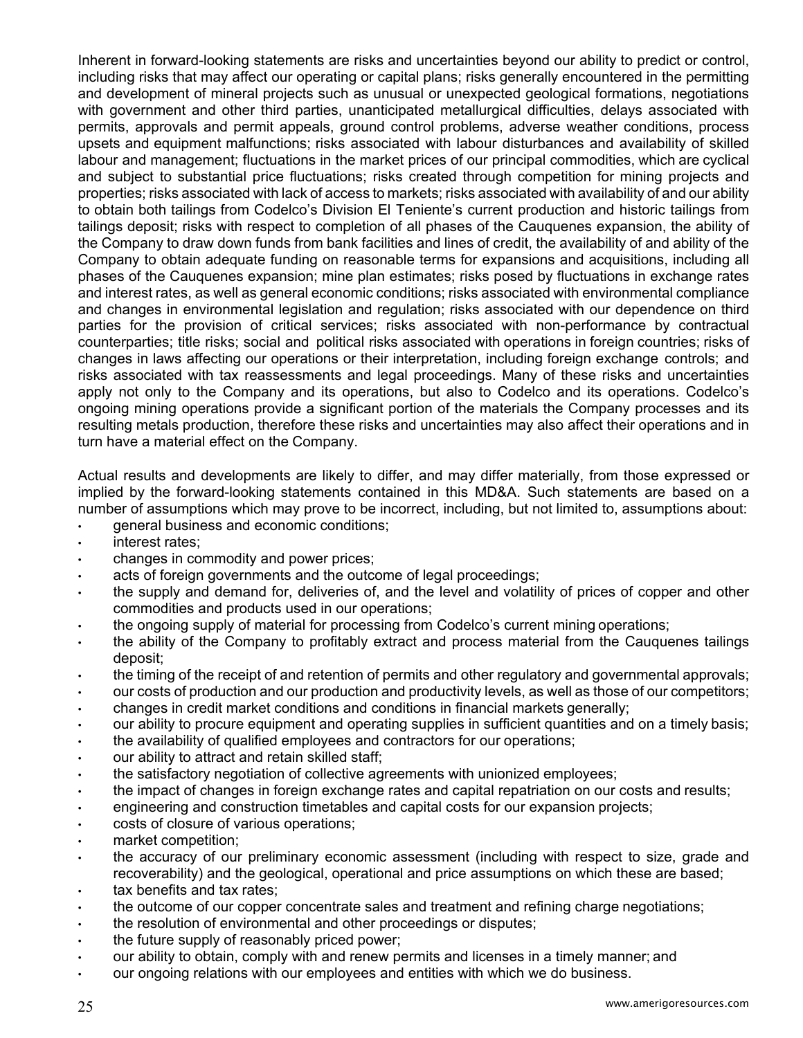Inherent in forward-looking statements are risks and uncertainties beyond our ability to predict or control, including risks that may affect our operating or capital plans; risks generally encountered in the permitting and development of mineral projects such as unusual or unexpected geological formations, negotiations with government and other third parties, unanticipated metallurgical difficulties, delays associated with permits, approvals and permit appeals, ground control problems, adverse weather conditions, process upsets and equipment malfunctions; risks associated with labour disturbances and availability of skilled labour and management; fluctuations in the market prices of our principal commodities, which are cyclical and subject to substantial price fluctuations; risks created through competition for mining projects and properties; risks associated with lack of access to markets; risks associated with availability of and our ability to obtain both tailings from Codelco's Division El Teniente's current production and historic tailings from tailings deposit; risks with respect to completion of all phases of the Cauquenes expansion, the ability of the Company to draw down funds from bank facilities and lines of credit, the availability of and ability of the Company to obtain adequate funding on reasonable terms for expansions and acquisitions, including all phases of the Cauquenes expansion; mine plan estimates; risks posed by fluctuations in exchange rates and interest rates, as well as general economic conditions; risks associated with environmental compliance and changes in environmental legislation and regulation; risks associated with our dependence on third parties for the provision of critical services; risks associated with non-performance by contractual counterparties; title risks; social and political risks associated with operations in foreign countries; risks of changes in laws affecting our operations or their interpretation, including foreign exchange controls; and risks associated with tax reassessments and legal proceedings. Many of these risks and uncertainties apply not only to the Company and its operations, but also to Codelco and its operations. Codelco's ongoing mining operations provide a significant portion of the materials the Company processes and its resulting metals production, therefore these risks and uncertainties may also affect their operations and in turn have a material effect on the Company.

Actual results and developments are likely to differ, and may differ materially, from those expressed or implied by the forward-looking statements contained in this MD&A. Such statements are based on a number of assumptions which may prove to be incorrect, including, but not limited to, assumptions about:

- general business and economic conditions;
- interest rates;
- changes in commodity and power prices;
- acts of foreign governments and the outcome of legal proceedings;
- the supply and demand for, deliveries of, and the level and volatility of prices of copper and other commodities and products used in our operations;
- the ongoing supply of material for processing from Codelco's current mining operations;
- the ability of the Company to profitably extract and process material from the Cauquenes tailings deposit;
- the timing of the receipt of and retention of permits and other regulatory and governmental approvals;
- our costs of production and our production and productivity levels, as well as those of our competitors;
- changes in credit market conditions and conditions in financial markets generally;
- our ability to procure equipment and operating supplies in sufficient quantities and on a timely basis;
- the availability of qualified employees and contractors for our operations;
- our ability to attract and retain skilled staff;
- the satisfactory negotiation of collective agreements with unionized employees;
- the impact of changes in foreign exchange rates and capital repatriation on our costs and results;
- engineering and construction timetables and capital costs for our expansion projects;
- costs of closure of various operations;
- market competition;
- the accuracy of our preliminary economic assessment (including with respect to size, grade and recoverability) and the geological, operational and price assumptions on which these are based;
- tax benefits and tax rates;
- the outcome of our copper concentrate sales and treatment and refining charge negotiations;
- the resolution of environmental and other proceedings or disputes;
- the future supply of reasonably priced power;
- our ability to obtain, comply with and renew permits and licenses in a timely manner; and
- our ongoing relations with our employees and entities with which we do business.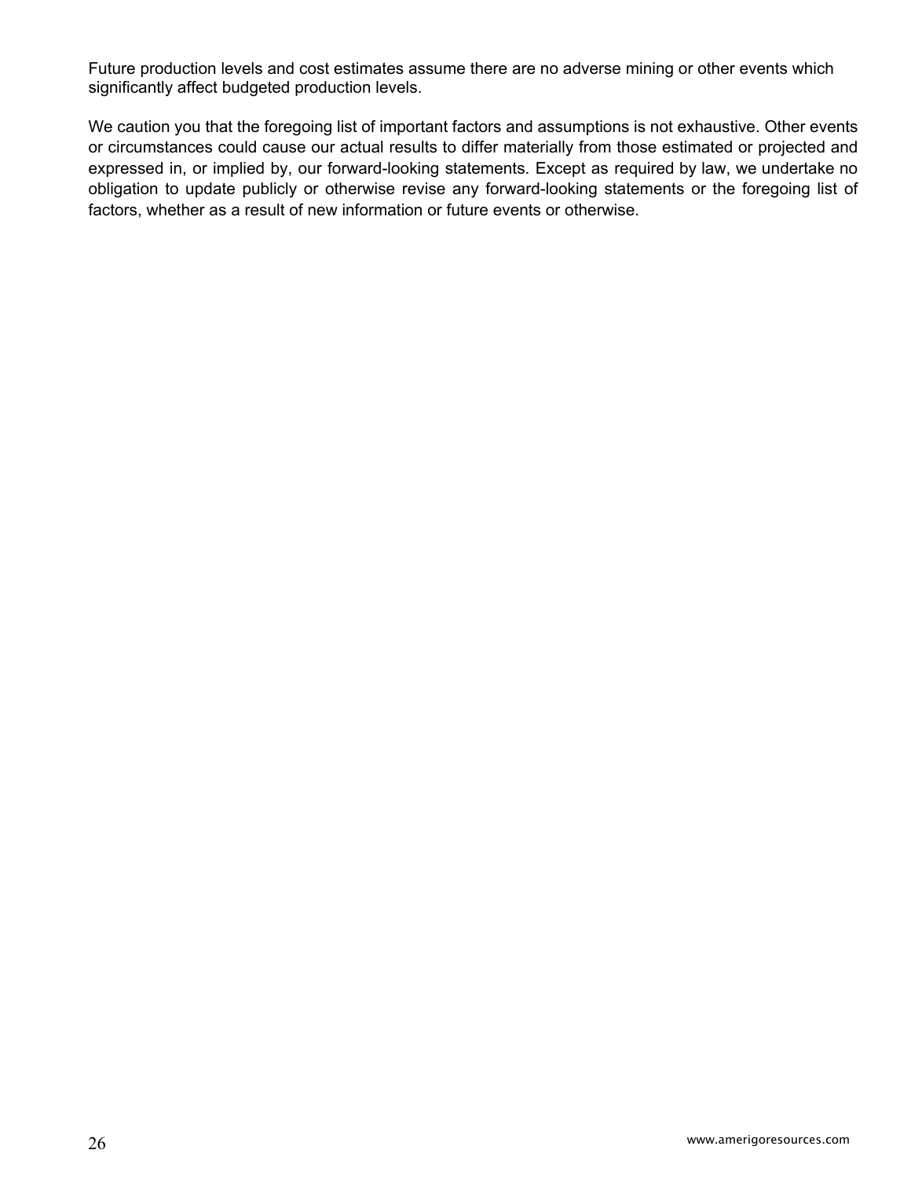Future production levels and cost estimates assume there are no adverse mining or other events which significantly affect budgeted production levels.

We caution you that the foregoing list of important factors and assumptions is not exhaustive. Other events or circumstances could cause our actual results to differ materially from those estimated or projected and expressed in, or implied by, our forward-looking statements. Except as required by law, we undertake no obligation to update publicly or otherwise revise any forward-looking statements or the foregoing list of factors, whether as a result of new information or future events or otherwise.